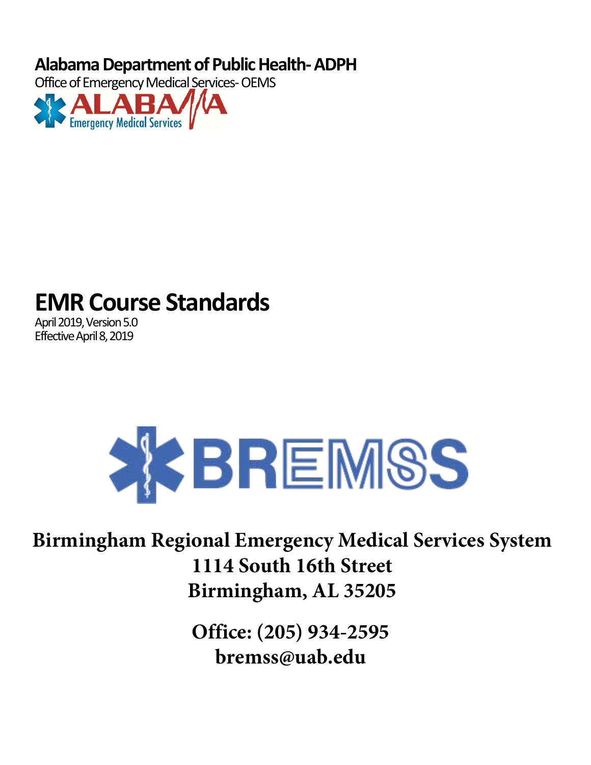**Alabama Department of Public Health- ADPH**

Office of Emergency Medical Services- OEMS

ALABAMA Emergency Medical Services

# EMR Course Standards

April 2019, Version 5.0

Effective April 8, 2019

BREMSS

**Birmingham Regional Emergency Medical Services System**

**1114 South 16th Street**

**Birmingham, AL 35205**

**Office: (205) 934-2595**

**bremss@uab.edu**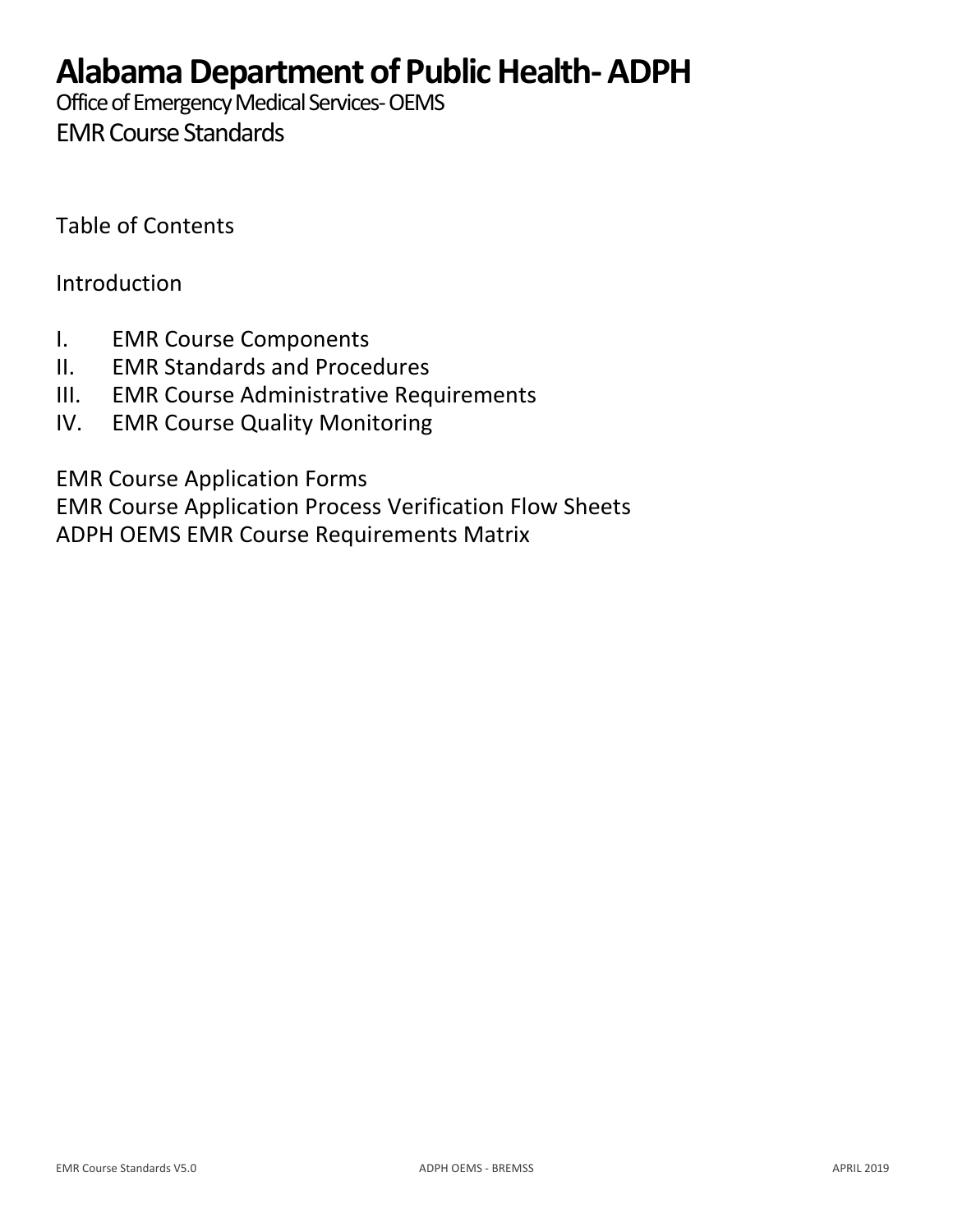# Alabama Department of Public Health- ADPH

Office of Emergency Medical Services- OEMS

EMR Course Standards

Table of Contents

Introduction

I. EMR Course Components
II. EMR Standards and Procedures
III. EMR Course Administrative Requirements
IV. EMR Course Quality Monitoring

EMR Course Application Forms
EMR Course Application Process Verification Flow Sheets
ADPH OEMS EMR Course Requirements Matrix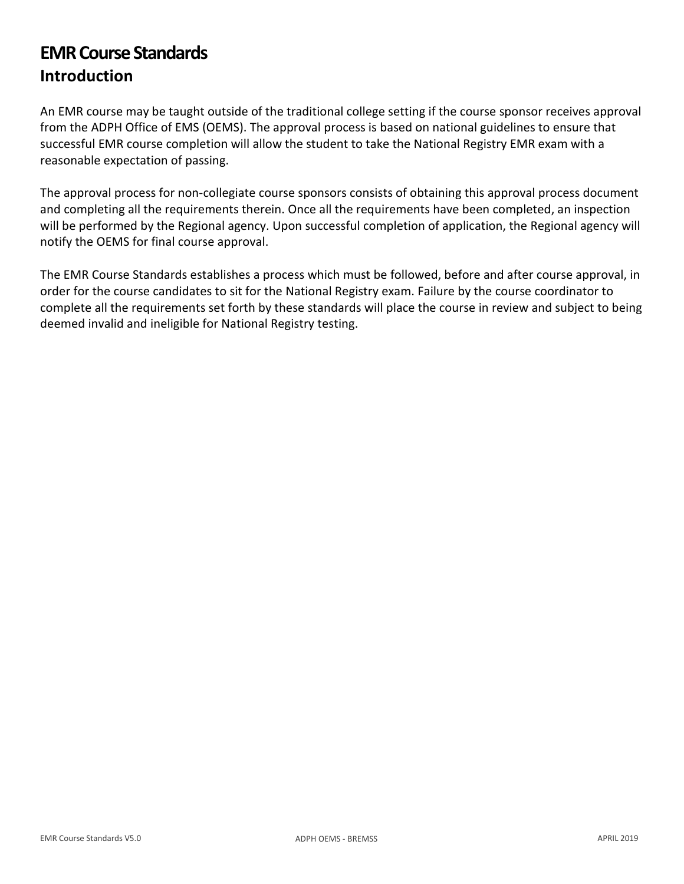# EMR Course Standards

## Introduction

An EMR course may be taught outside of the traditional college setting if the course sponsor receives approval from the ADPH Office of EMS (OEMS). The approval process is based on national guidelines to ensure that successful EMR course completion will allow the student to take the National Registry EMR exam with a reasonable expectation of passing.

The approval process for non-collegiate course sponsors consists of obtaining this approval process document and completing all the requirements therein. Once all the requirements have been completed, an inspection will be performed by the Regional agency. Upon successful completion of application, the Regional agency will notify the OEMS for final course approval.

The EMR Course Standards establishes a process which must be followed, before and after course approval, in order for the course candidates to sit for the National Registry exam. Failure by the course coordinator to complete all the requirements set forth by these standards will place the course in review and subject to being deemed invalid and ineligible for National Registry testing.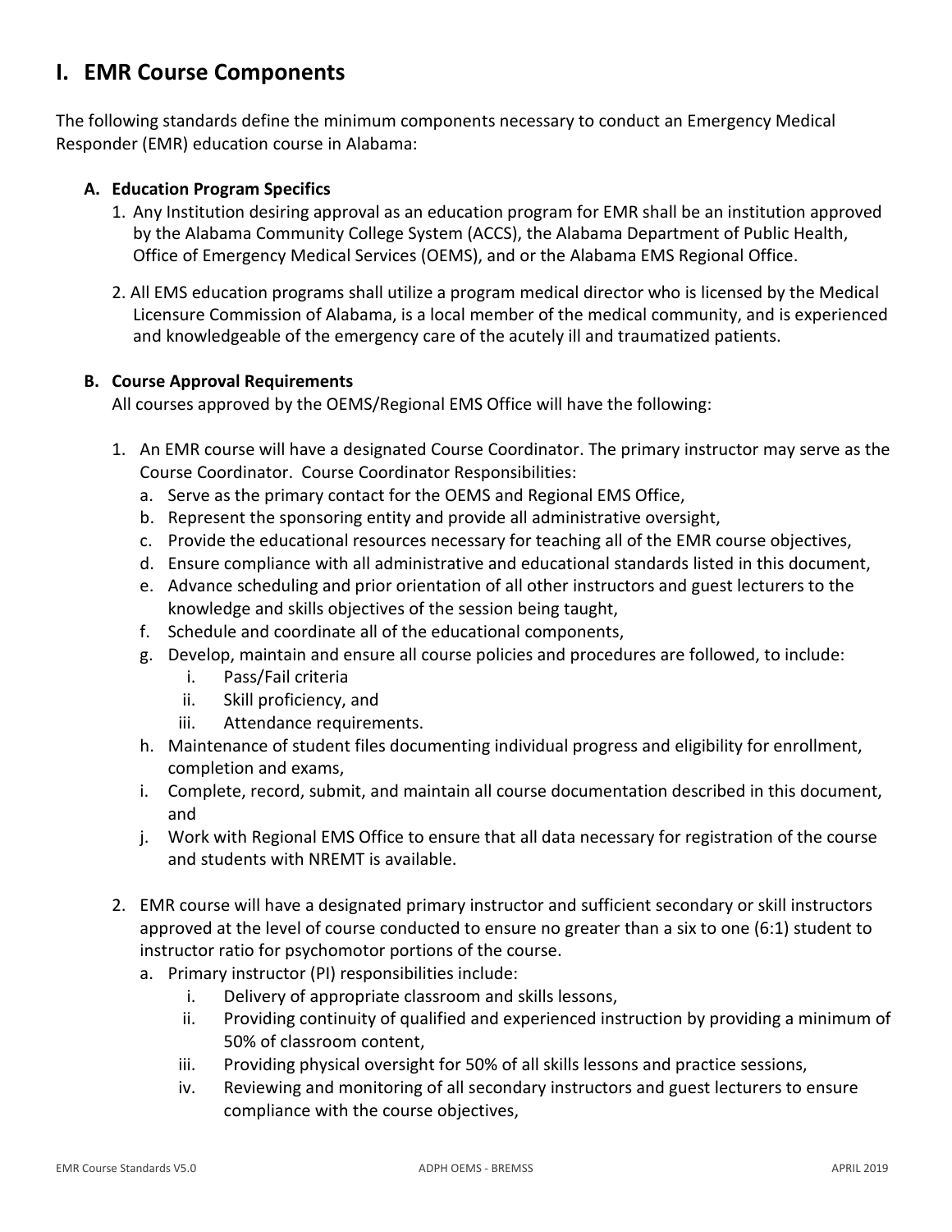# I. EMR Course Components

The following standards define the minimum components necessary to conduct an Emergency Medical Responder (EMR) education course in Alabama:

### A. Education Program Specifics

1. Any Institution desiring approval as an education program for EMR shall be an institution approved by the Alabama Community College System (ACCS), the Alabama Department of Public Health, Office of Emergency Medical Services (OEMS), and or the Alabama EMS Regional Office.
2. All EMS education programs shall utilize a program medical director who is licensed by the Medical Licensure Commission of Alabama, is a local member of the medical community, and is experienced and knowledgeable of the emergency care of the acutely ill and traumatized patients.

### B. Course Approval Requirements

All courses approved by the OEMS/Regional EMS Office will have the following:

1. An EMR course will have a designated Course Coordinator. The primary instructor may serve as the Course Coordinator. Course Coordinator Responsibilities:
   a. Serve as the primary contact for the OEMS and Regional EMS Office,
   b. Represent the sponsoring entity and provide all administrative oversight,
   c. Provide the educational resources necessary for teaching all of the EMR course objectives,
   d. Ensure compliance with all administrative and educational standards listed in this document,
   e. Advance scheduling and prior orientation of all other instructors and guest lecturers to the knowledge and skills objectives of the session being taught,
   f. Schedule and coordinate all of the educational components,
   g. Develop, maintain and ensure all course policies and procedures are followed, to include:
      i. Pass/Fail criteria
      ii. Skill proficiency, and
      iii. Attendance requirements.
   h. Maintenance of student files documenting individual progress and eligibility for enrollment, completion and exams,
   i. Complete, record, submit, and maintain all course documentation described in this document, and
   j. Work with Regional EMS Office to ensure that all data necessary for registration of the course and students with NREMT is available.
2. EMR course will have a designated primary instructor and sufficient secondary or skill instructors approved at the level of course conducted to ensure no greater than a six to one (6:1) student to instructor ratio for psychomotor portions of the course.
   a. Primary instructor (PI) responsibilities include:
      i. Delivery of appropriate classroom and skills lessons,
      ii. Providing continuity of qualified and experienced instruction by providing a minimum of 50% of classroom content,
      iii. Providing physical oversight for 50% of all skills lessons and practice sessions,
      iv. Reviewing and monitoring of all secondary instructors and guest lecturers to ensure compliance with the course objectives,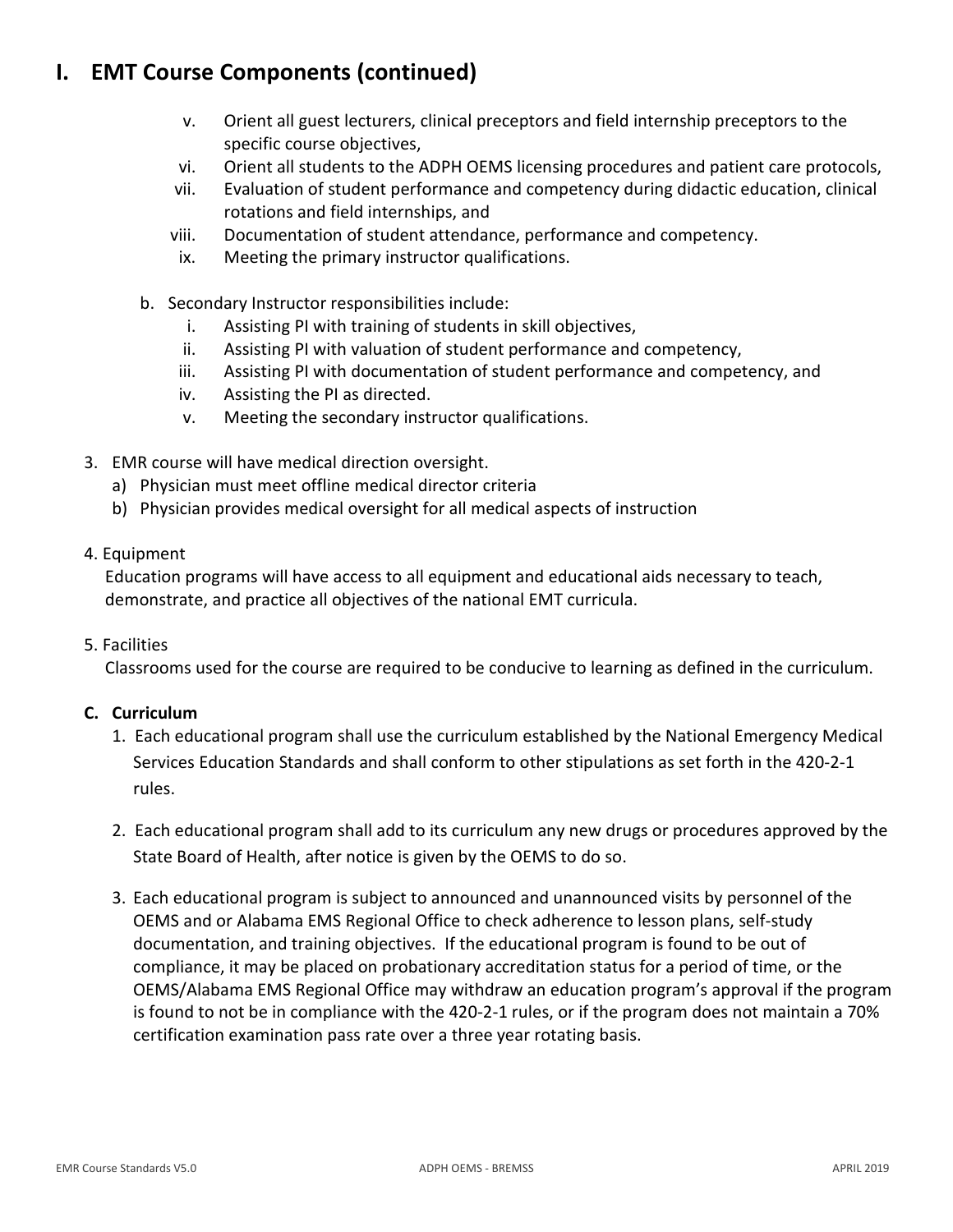# I. EMT Course Components (continued)

v. Orient all guest lecturers, clinical preceptors and field internship preceptors to the specific course objectives,
vi. Orient all students to the ADPH OEMS licensing procedures and patient care protocols,
vii. Evaluation of student performance and competency during didactic education, clinical rotations and field internships, and
viii. Documentation of student attendance, performance and competency.
ix. Meeting the primary instructor qualifications.

b. Secondary Instructor responsibilities include:
   i. Assisting PI with training of students in skill objectives,
   ii. Assisting PI with valuation of student performance and competency,
   iii. Assisting PI with documentation of student performance and competency, and
   iv. Assisting the PI as directed.
   v. Meeting the secondary instructor qualifications.

3. EMR course will have medical direction oversight.
   a) Physician must meet offline medical director criteria
   b) Physician provides medical oversight for all medical aspects of instruction

4. Equipment
   Education programs will have access to all equipment and educational aids necessary to teach, demonstrate, and practice all objectives of the national EMT curricula.

5. Facilities
   Classrooms used for the course are required to be conducive to learning as defined in the curriculum.

### C. Curriculum

1. Each educational program shall use the curriculum established by the National Emergency Medical Services Education Standards and shall conform to other stipulations as set forth in the 420-2-1 rules.

2. Each educational program shall add to its curriculum any new drugs or procedures approved by the State Board of Health, after notice is given by the OEMS to do so.

3. Each educational program is subject to announced and unannounced visits by personnel of the OEMS and or Alabama EMS Regional Office to check adherence to lesson plans, self-study documentation, and training objectives. If the educational program is found to be out of compliance, it may be placed on probationary accreditation status for a period of time, or the OEMS/Alabama EMS Regional Office may withdraw an education program's approval if the program is found to not be in compliance with the 420-2-1 rules, or if the program does not maintain a 70% certification examination pass rate over a three year rotating basis.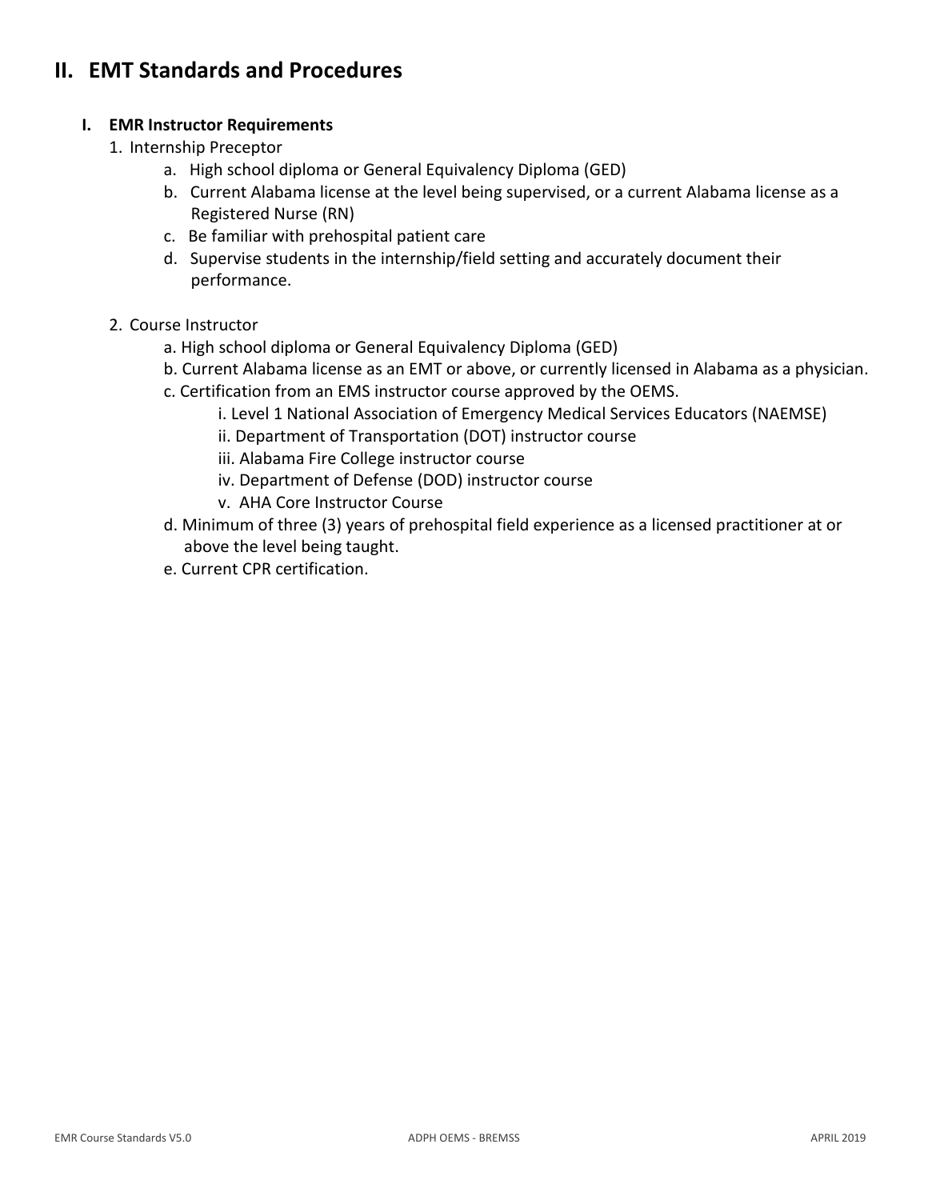## II. EMT Standards and Procedures

### I. EMR Instructor Requirements

1. Internship Preceptor
   a. High school diploma or General Equivalency Diploma (GED)
   b. Current Alabama license at the level being supervised, or a current Alabama license as a Registered Nurse (RN)
   c. Be familiar with prehospital patient care
   d. Supervise students in the internship/field setting and accurately document their performance.

2. Course Instructor
   a. High school diploma or General Equivalency Diploma (GED)
   b. Current Alabama license as an EMT or above, or currently licensed in Alabama as a physician.
   c. Certification from an EMS instructor course approved by the OEMS.
      i. Level 1 National Association of Emergency Medical Services Educators (NAEMSE)
      ii. Department of Transportation (DOT) instructor course
      iii. Alabama Fire College instructor course
      iv. Department of Defense (DOD) instructor course
      v. AHA Core Instructor Course
   d. Minimum of three (3) years of prehospital field experience as a licensed practitioner at or above the level being taught.
   e. Current CPR certification.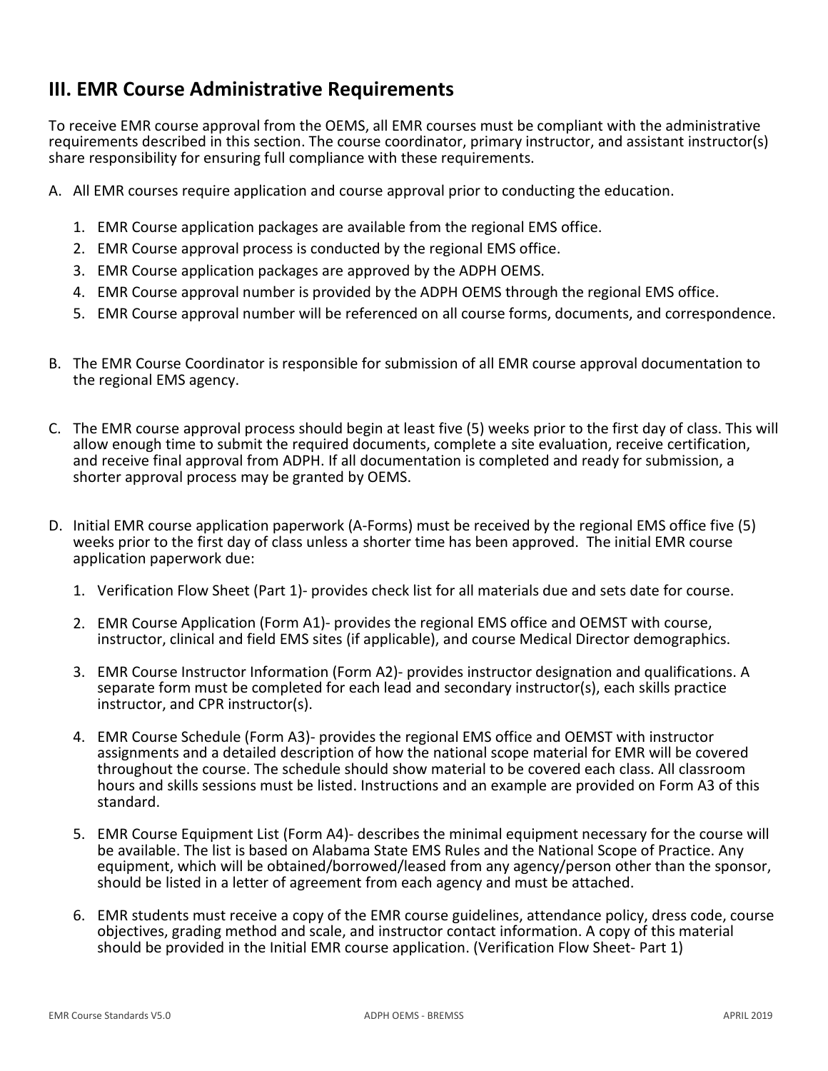## III. EMR Course Administrative Requirements

To receive EMR course approval from the OEMS, all EMR courses must be compliant with the administrative requirements described in this section. The course coordinator, primary instructor, and assistant instructor(s) share responsibility for ensuring full compliance with these requirements.

A. All EMR courses require application and course approval prior to conducting the education.

   1. EMR Course application packages are available from the regional EMS office.
   2. EMR Course approval process is conducted by the regional EMS office.
   3. EMR Course application packages are approved by the ADPH OEMS.
   4. EMR Course approval number is provided by the ADPH OEMS through the regional EMS office.
   5. EMR Course approval number will be referenced on all course forms, documents, and correspondence.

B. The EMR Course Coordinator is responsible for submission of all EMR course approval documentation to the regional EMS agency.

C. The EMR course approval process should begin at least five (5) weeks prior to the first day of class. This will allow enough time to submit the required documents, complete a site evaluation, receive certification, and receive final approval from ADPH. If all documentation is completed and ready for submission, a shorter approval process may be granted by OEMS.

D. Initial EMR course application paperwork (A-Forms) must be received by the regional EMS office five (5) weeks prior to the first day of class unless a shorter time has been approved. The initial EMR course application paperwork due:

   1. Verification Flow Sheet (Part 1)- provides check list for all materials due and sets date for course.
   2. EMR Course Application (Form A1)- provides the regional EMS office and OEMST with course, instructor, clinical and field EMS sites (if applicable), and course Medical Director demographics.
   3. EMR Course Instructor Information (Form A2)- provides instructor designation and qualifications. A separate form must be completed for each lead and secondary instructor(s), each skills practice instructor, and CPR instructor(s).
   4. EMR Course Schedule (Form A3)- provides the regional EMS office and OEMST with instructor assignments and a detailed description of how the national scope material for EMR will be covered throughout the course. The schedule should show material to be covered each class. All classroom hours and skills sessions must be listed. Instructions and an example are provided on Form A3 of this standard.
   5. EMR Course Equipment List (Form A4)- describes the minimal equipment necessary for the course will be available. The list is based on Alabama State EMS Rules and the National Scope of Practice. Any equipment, which will be obtained/borrowed/leased from any agency/person other than the sponsor, should be listed in a letter of agreement from each agency and must be attached.
   6. EMR students must receive a copy of the EMR course guidelines, attendance policy, dress code, course objectives, grading method and scale, and instructor contact information. A copy of this material should be provided in the Initial EMR course application. (Verification Flow Sheet- Part 1)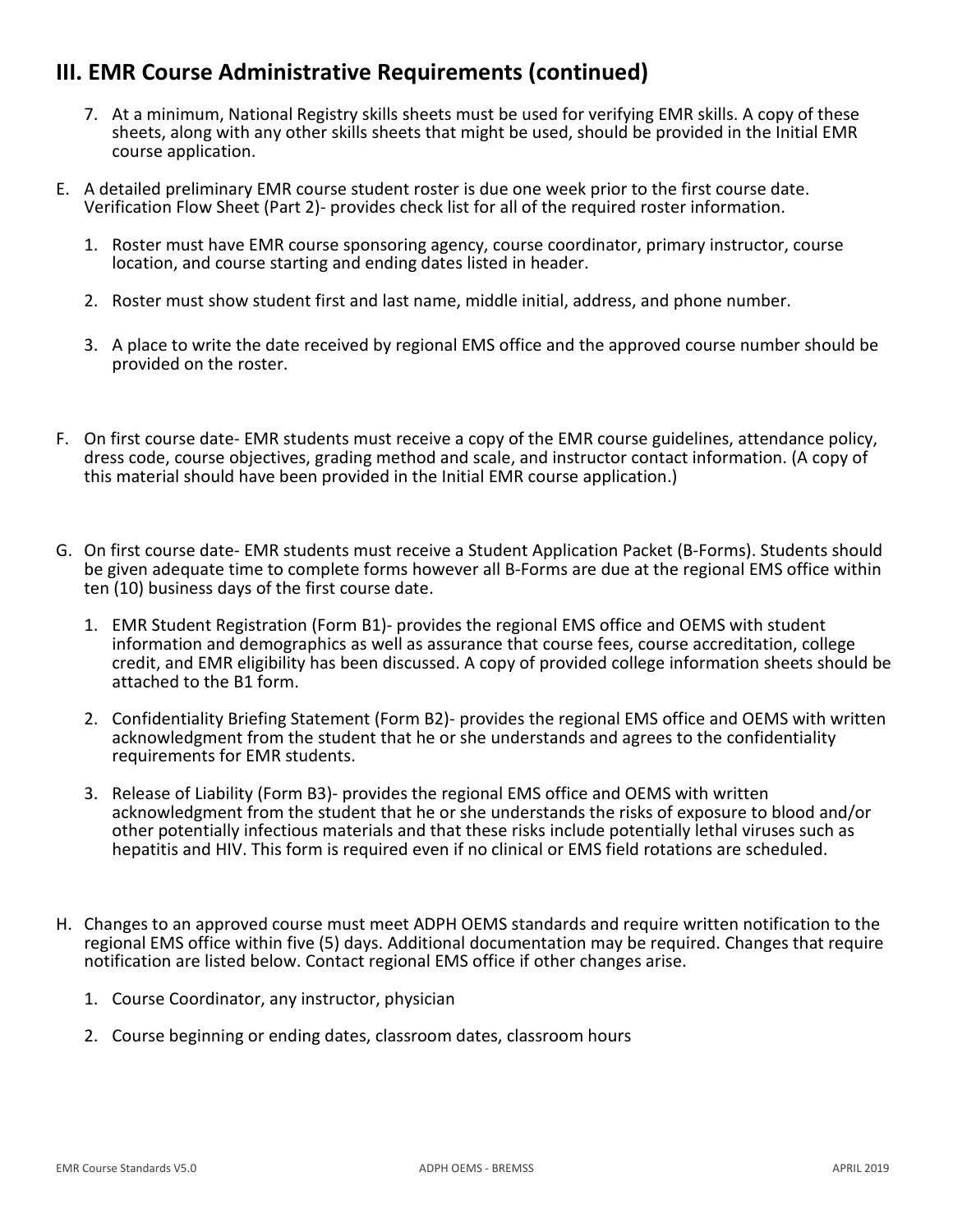## III. EMR Course Administrative Requirements (continued)

7. At a minimum, National Registry skills sheets must be used for verifying EMR skills. A copy of these sheets, along with any other skills sheets that might be used, should be provided in the Initial EMR course application.

E. A detailed preliminary EMR course student roster is due one week prior to the first course date. Verification Flow Sheet (Part 2)- provides check list for all of the required roster information.

   1. Roster must have EMR course sponsoring agency, course coordinator, primary instructor, course location, and course starting and ending dates listed in header.

   2. Roster must show student first and last name, middle initial, address, and phone number.

   3. A place to write the date received by regional EMS office and the approved course number should be provided on the roster.

F. On first course date- EMR students must receive a copy of the EMR course guidelines, attendance policy, dress code, course objectives, grading method and scale, and instructor contact information. (A copy of this material should have been provided in the Initial EMR course application.)

G. On first course date- EMR students must receive a Student Application Packet (B-Forms). Students should be given adequate time to complete forms however all B-Forms are due at the regional EMS office within ten (10) business days of the first course date.

   1. EMR Student Registration (Form B1)- provides the regional EMS office and OEMS with student information and demographics as well as assurance that course fees, course accreditation, college credit, and EMR eligibility has been discussed. A copy of provided college information sheets should be attached to the B1 form.

   2. Confidentiality Briefing Statement (Form B2)- provides the regional EMS office and OEMS with written acknowledgment from the student that he or she understands and agrees to the confidentiality requirements for EMR students.

   3. Release of Liability (Form B3)- provides the regional EMS office and OEMS with written acknowledgment from the student that he or she understands the risks of exposure to blood and/or other potentially infectious materials and that these risks include potentially lethal viruses such as hepatitis and HIV. This form is required even if no clinical or EMS field rotations are scheduled.

H. Changes to an approved course must meet ADPH OEMS standards and require written notification to the regional EMS office within five (5) days. Additional documentation may be required. Changes that require notification are listed below. Contact regional EMS office if other changes arise.

   1. Course Coordinator, any instructor, physician

   2. Course beginning or ending dates, classroom dates, classroom hours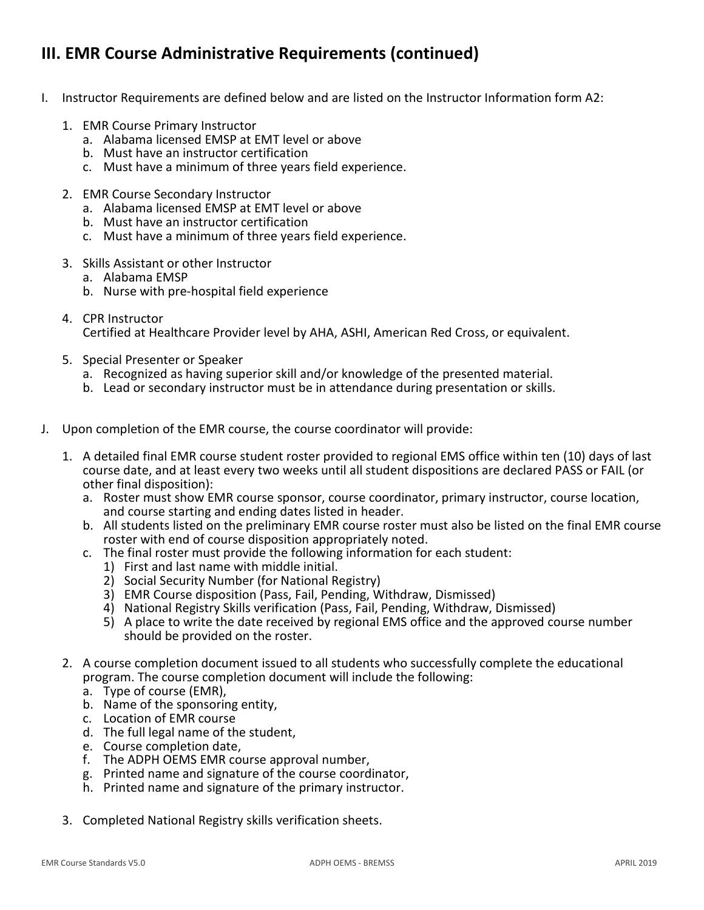## III. EMR Course Administrative Requirements (continued)

I. Instructor Requirements are defined below and are listed on the Instructor Information form A2:

   1. EMR Course Primary Instructor
      a. Alabama licensed EMSP at EMT level or above
      b. Must have an instructor certification
      c. Must have a minimum of three years field experience.

   2. EMR Course Secondary Instructor
      a. Alabama licensed EMSP at EMT level or above
      b. Must have an instructor certification
      c. Must have a minimum of three years field experience.

   3. Skills Assistant or other Instructor
      a. Alabama EMSP
      b. Nurse with pre-hospital field experience

   4. CPR Instructor
      Certified at Healthcare Provider level by AHA, ASHI, American Red Cross, or equivalent.

   5. Special Presenter or Speaker
      a. Recognized as having superior skill and/or knowledge of the presented material.
      b. Lead or secondary instructor must be in attendance during presentation or skills.

J. Upon completion of the EMR course, the course coordinator will provide:

   1. A detailed final EMR course student roster provided to regional EMS office within ten (10) days of last course date, and at least every two weeks until all student dispositions are declared PASS or FAIL (or other final disposition):
      a. Roster must show EMR course sponsor, course coordinator, primary instructor, course location, and course starting and ending dates listed in header.
      b. All students listed on the preliminary EMR course roster must also be listed on the final EMR course roster with end of course disposition appropriately noted.
      c. The final roster must provide the following information for each student:
         1) First and last name with middle initial.
         2) Social Security Number (for National Registry)
         3) EMR Course disposition (Pass, Fail, Pending, Withdraw, Dismissed)
         4) National Registry Skills verification (Pass, Fail, Pending, Withdraw, Dismissed)
         5) A place to write the date received by regional EMS office and the approved course number should be provided on the roster.

   2. A course completion document issued to all students who successfully complete the educational program. The course completion document will include the following:
      a. Type of course (EMR),
      b. Name of the sponsoring entity,
      c. Location of EMR course
      d. The full legal name of the student,
      e. Course completion date,
      f. The ADPH OEMS EMR course approval number,
      g. Printed name and signature of the course coordinator,
      h. Printed name and signature of the primary instructor.

   3. Completed National Registry skills verification sheets.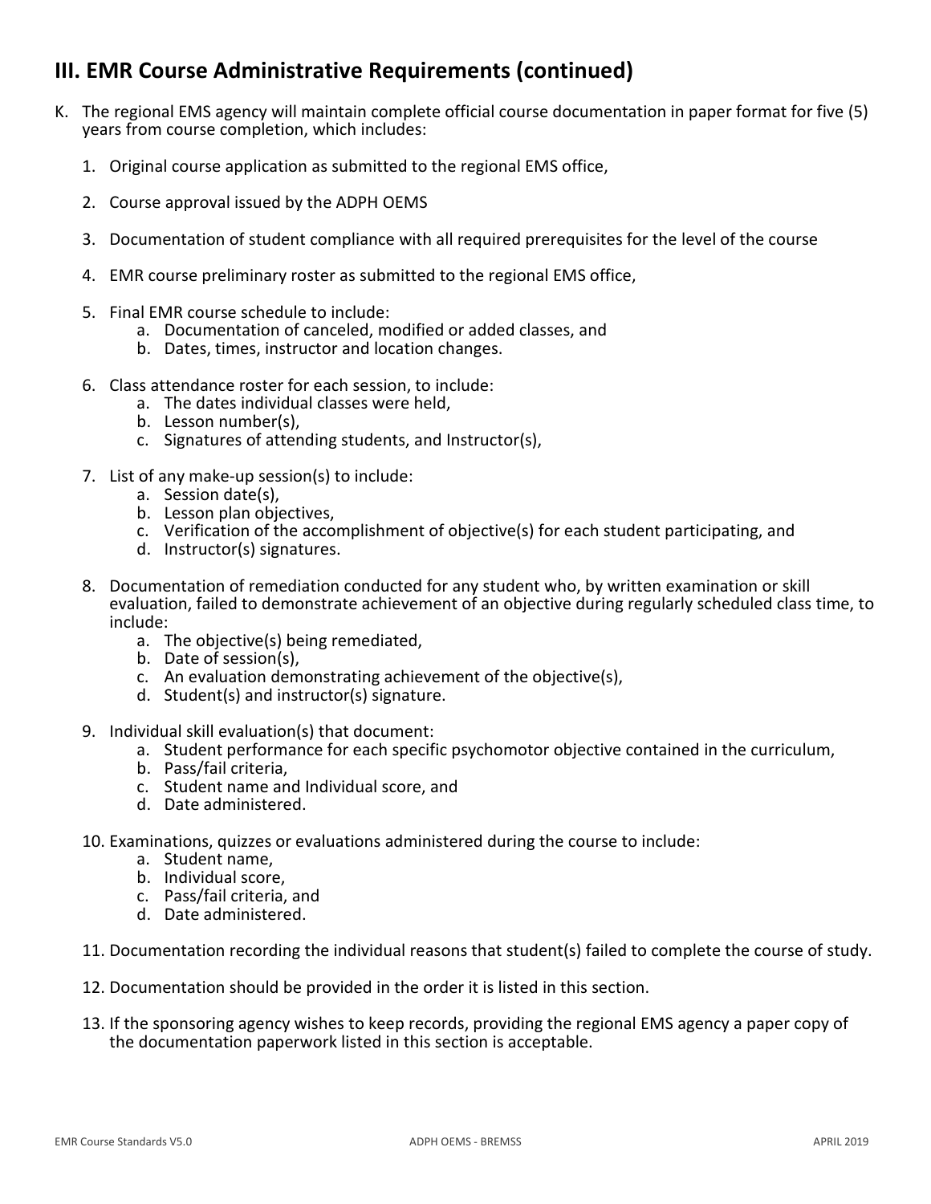## III. EMR Course Administrative Requirements (continued)

K. The regional EMS agency will maintain complete official course documentation in paper format for five (5) years from course completion, which includes:

   1. Original course application as submitted to the regional EMS office,

   2. Course approval issued by the ADPH OEMS

   3. Documentation of student compliance with all required prerequisites for the level of the course

   4. EMR course preliminary roster as submitted to the regional EMS office,

   5. Final EMR course schedule to include:
      a. Documentation of canceled, modified or added classes, and
      b. Dates, times, instructor and location changes.

   6. Class attendance roster for each session, to include:
      a. The dates individual classes were held,
      b. Lesson number(s),
      c. Signatures of attending students, and Instructor(s),

   7. List of any make-up session(s) to include:
      a. Session date(s),
      b. Lesson plan objectives,
      c. Verification of the accomplishment of objective(s) for each student participating, and
      d. Instructor(s) signatures.

   8. Documentation of remediation conducted for any student who, by written examination or skill evaluation, failed to demonstrate achievement of an objective during regularly scheduled class time, to include:
      a. The objective(s) being remediated,
      b. Date of session(s),
      c. An evaluation demonstrating achievement of the objective(s),
      d. Student(s) and instructor(s) signature.

   9. Individual skill evaluation(s) that document:
      a. Student performance for each specific psychomotor objective contained in the curriculum,
      b. Pass/fail criteria,
      c. Student name and Individual score, and
      d. Date administered.

   10. Examinations, quizzes or evaluations administered during the course to include:
       a. Student name,
       b. Individual score,
       c. Pass/fail criteria, and
       d. Date administered.

   11. Documentation recording the individual reasons that student(s) failed to complete the course of study.

   12. Documentation should be provided in the order it is listed in this section.

   13. If the sponsoring agency wishes to keep records, providing the regional EMS agency a paper copy of the documentation paperwork listed in this section is acceptable.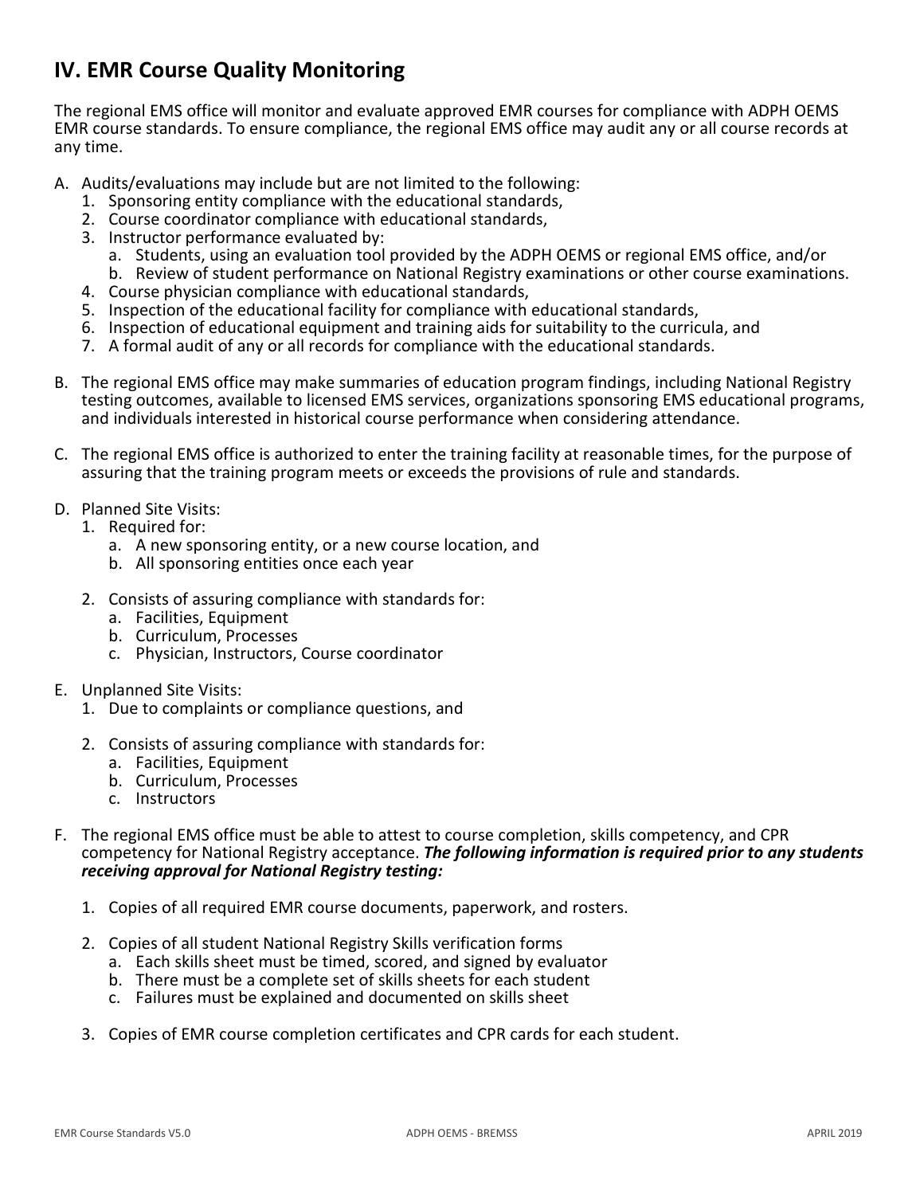## IV. EMR Course Quality Monitoring

The regional EMS office will monitor and evaluate approved EMR courses for compliance with ADPH OEMS EMR course standards. To ensure compliance, the regional EMS office may audit any or all course records at any time.

A. Audits/evaluations may include but are not limited to the following:
   1. Sponsoring entity compliance with the educational standards,
   2. Course coordinator compliance with educational standards,
   3. Instructor performance evaluated by:
      a. Students, using an evaluation tool provided by the ADPH OEMS or regional EMS office, and/or
      b. Review of student performance on National Registry examinations or other course examinations.
   4. Course physician compliance with educational standards,
   5. Inspection of the educational facility for compliance with educational standards,
   6. Inspection of educational equipment and training aids for suitability to the curricula, and
   7. A formal audit of any or all records for compliance with the educational standards.

B. The regional EMS office may make summaries of education program findings, including National Registry testing outcomes, available to licensed EMS services, organizations sponsoring EMS educational programs, and individuals interested in historical course performance when considering attendance.

C. The regional EMS office is authorized to enter the training facility at reasonable times, for the purpose of assuring that the training program meets or exceeds the provisions of rule and standards.

D. Planned Site Visits:
   1. Required for:
      a. A new sponsoring entity, or a new course location, and
      b. All sponsoring entities once each year

   2. Consists of assuring compliance with standards for:
      a. Facilities, Equipment
      b. Curriculum, Processes
      c. Physician, Instructors, Course coordinator

E. Unplanned Site Visits:
   1. Due to complaints or compliance questions, and

   2. Consists of assuring compliance with standards for:
      a. Facilities, Equipment
      b. Curriculum, Processes
      c. Instructors

F. The regional EMS office must be able to attest to course completion, skills competency, and CPR competency for National Registry acceptance. ***The following information is required prior to any students receiving approval for National Registry testing:***

   1. Copies of all required EMR course documents, paperwork, and rosters.

   2. Copies of all student National Registry Skills verification forms
      a. Each skills sheet must be timed, scored, and signed by evaluator
      b. There must be a complete set of skills sheets for each student
      c. Failures must be explained and documented on skills sheet

   3. Copies of EMR course completion certificates and CPR cards for each student.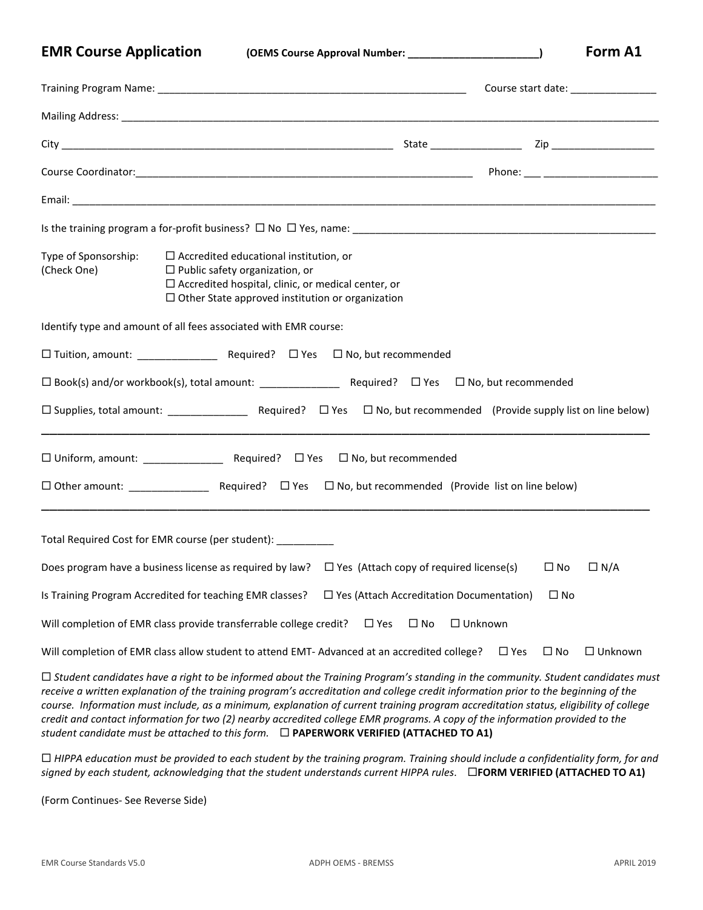**EMR Course Application** (OEMS Course Approval Number: ______________________) **Form A1**

Training Program Name: _______________________________________________________ Course start date: _______________

Mailing Address: ______________________________________________________________________________________________

City ___________________________________________________________ State ________________ Zip __________________

Course Coordinator:_____________________________________________________________ Phone: ___ ____________________

Email: ___________________________________________________________________________________________________

Is the training program a for-profit business? ☐ No ☐ Yes, name: ______________________________________________________

Type of Sponsorship: (Check One)

- ☐ Accredited educational institution, or
- ☐ Public safety organization, or
- ☐ Accredited hospital, clinic, or medical center, or
- ☐ Other State approved institution or organization

Identify type and amount of all fees associated with EMR course:

☐ Tuition, amount: ______________ Required? ☐ Yes ☐ No, but recommended

☐ Book(s) and/or workbook(s), total amount: ______________ Required? ☐ Yes ☐ No, but recommended

☐ Supplies, total amount: ______________ Required? ☐ Yes ☐ No, but recommended (Provide supply list on line below)

____________________________________________________________________________________________________________

☐ Uniform, amount: ______________ Required? ☐ Yes ☐ No, but recommended

☐ Other amount: ______________ Required? ☐ Yes ☐ No, but recommended (Provide list on line below)

____________________________________________________________________________________________________________

Total Required Cost for EMR course (per student): __________

Does program have a business license as required by law? ☐ Yes (Attach copy of required license(s) ☐ No ☐ N/A

Is Training Program Accredited for teaching EMR classes? ☐ Yes (Attach Accreditation Documentation) ☐ No

Will completion of EMR class provide transferrable college credit? ☐ Yes ☐ No ☐ Unknown

Will completion of EMR class allow student to attend EMT- Advanced at an accredited college? ☐ Yes ☐ No ☐ Unknown

☐ *Student candidates have a right to be informed about the Training Program's standing in the community. Student candidates must receive a written explanation of the training program's accreditation and college credit information prior to the beginning of the course. Information must include, as a minimum, explanation of current training program accreditation status, eligibility of college credit and contact information for two (2) nearby accredited college EMR programs. A copy of the information provided to the student candidate must be attached to this form.* ☐ **PAPERWORK VERIFIED (ATTACHED TO A1)**

☐ *HIPPA education must be provided to each student by the training program. Training should include a confidentiality form, for and signed by each student, acknowledging that the student understands current HIPPA rules*. ☐**FORM VERIFIED (ATTACHED TO A1)**

(Form Continues- See Reverse Side)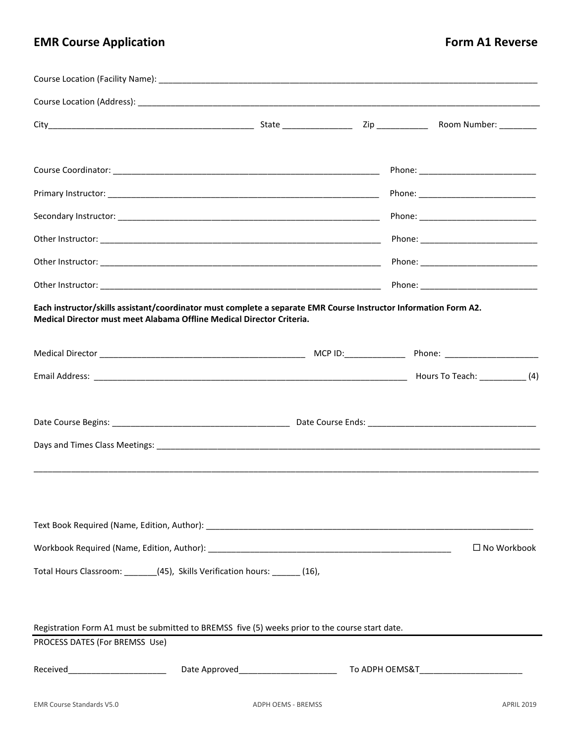## EMR Course Application **Form A1 Reverse**

Course Location (Facility Name): ________________________________________________________________________________

Course Location (Address): ______________________________________________________________________________________

City____________________________________________ State _______________ Zip ___________ Room Number: ________

Course Coordinator: __________________________________________________________ Phone: _________________________

Primary Instructor: ___________________________________________________________ Phone: _________________________

Secondary Instructor: _________________________________________________________ Phone: _________________________

Other Instructor: _____________________________________________________________ Phone: _________________________

Other Instructor: _____________________________________________________________ Phone: _________________________

Other Instructor: _____________________________________________________________ Phone: _________________________

**Each instructor/skills assistant/coordinator must complete a separate EMR Course Instructor Information Form A2.**
**Medical Director must meet Alabama Offline Medical Director Criteria.**

Medical Director ____________________________________________ MCP ID:_____________ Phone: ____________________

Email Address: _____________________________________________________________________ Hours To Teach: __________ (4)

Date Course Begins: ______________________________________ Date Course Ends: ____________________________________

Days and Times Class Meetings: ____________________________________________________________________________________

______________________________________________________________________________________________________________

Text Book Required (Name, Edition, Author): _______________________________________________________________________

Workbook Required (Name, Edition, Author): _____________________________________________________ ☐ No Workbook

Total Hours Classroom: _______(45), Skills Verification hours: ______ (16),

Registration Form A1 must be submitted to BREMSS five (5) weeks prior to the course start date.

PROCESS DATES (For BREMSS Use)

Received_____________________ Date Approved_____________________ To ADPH OEMS&T______________________

EMR Course Standards V5.0 ADPH OEMS - BREMSS APRIL 2019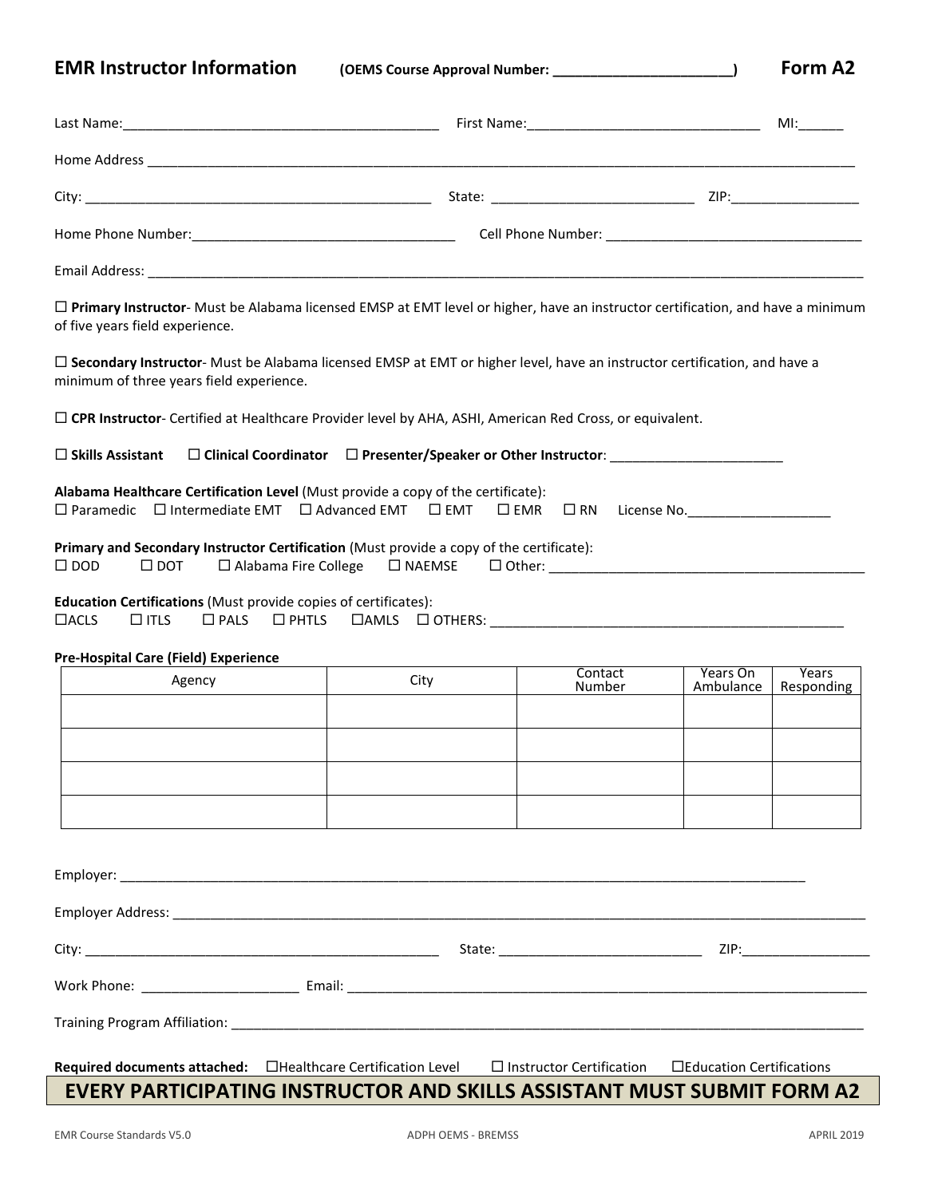## EMR Instructor Information **(OEMS Course Approval Number: ______________________)** **Form A2**

Last Name:_________________________________________ First Name:______________________________ MI:______

Home Address ____________________________________________________________________________________________

City: _____________________________________________ State: ___________________________ ZIP:_________________

Home Phone Number:__________________________________ Cell Phone Number: __________________________________

Email Address: _______________________________________________________________________________________

☐ **Primary Instructor**- Must be Alabama licensed EMSP at EMT level or higher, have an instructor certification, and have a minimum of five years field experience.

☐ **Secondary Instructor**- Must be Alabama licensed EMSP at EMT or higher level, have an instructor certification, and have a minimum of three years field experience.

☐ **CPR Instructor**- Certified at Healthcare Provider level by AHA, ASHI, American Red Cross, or equivalent.

☐ **Skills Assistant** ☐ **Clinical Coordinator** ☐ **Presenter/Speaker or Other Instructor**: _______________________

**Alabama Healthcare Certification Level** (Must provide a copy of the certificate):
☐ Paramedic ☐ Intermediate EMT ☐ Advanced EMT ☐ EMT ☐ EMR ☐ RN License No.___________________

**Primary and Secondary Instructor Certification** (Must provide a copy of the certificate):
☐ DOD ☐ DOT ☐ Alabama Fire College ☐ NAEMSE ☐ Other: __________________________________________

**Education Certifications** (Must provide copies of certificates):
☐ACLS ☐ ITLS ☐ PALS ☐ PHTLS ☐AMLS ☐ OTHERS: _______________________________________________

**Pre-Hospital Care (Field) Experience**

| Agency | City | Contact Number | Years On Ambulance | Years Responding |
|---|---|---|---|---|
| | | | | |
| | | | | |
| | | | | |
| | | | | |

Employer: ________________________________________________________________________________________

Employer Address: _________________________________________________________________________________

City: _____________________________________________ State: ___________________________ ZIP:_________________

Work Phone: ____________________ Email: ______________________________________________________________

Training Program Affiliation: ________________________________________________________________________

**Required documents attached:** ☐Healthcare Certification Level ☐ Instructor Certification ☐Education Certifications

**EVERY PARTICIPATING INSTRUCTOR AND SKILLS ASSISTANT MUST SUBMIT FORM A2**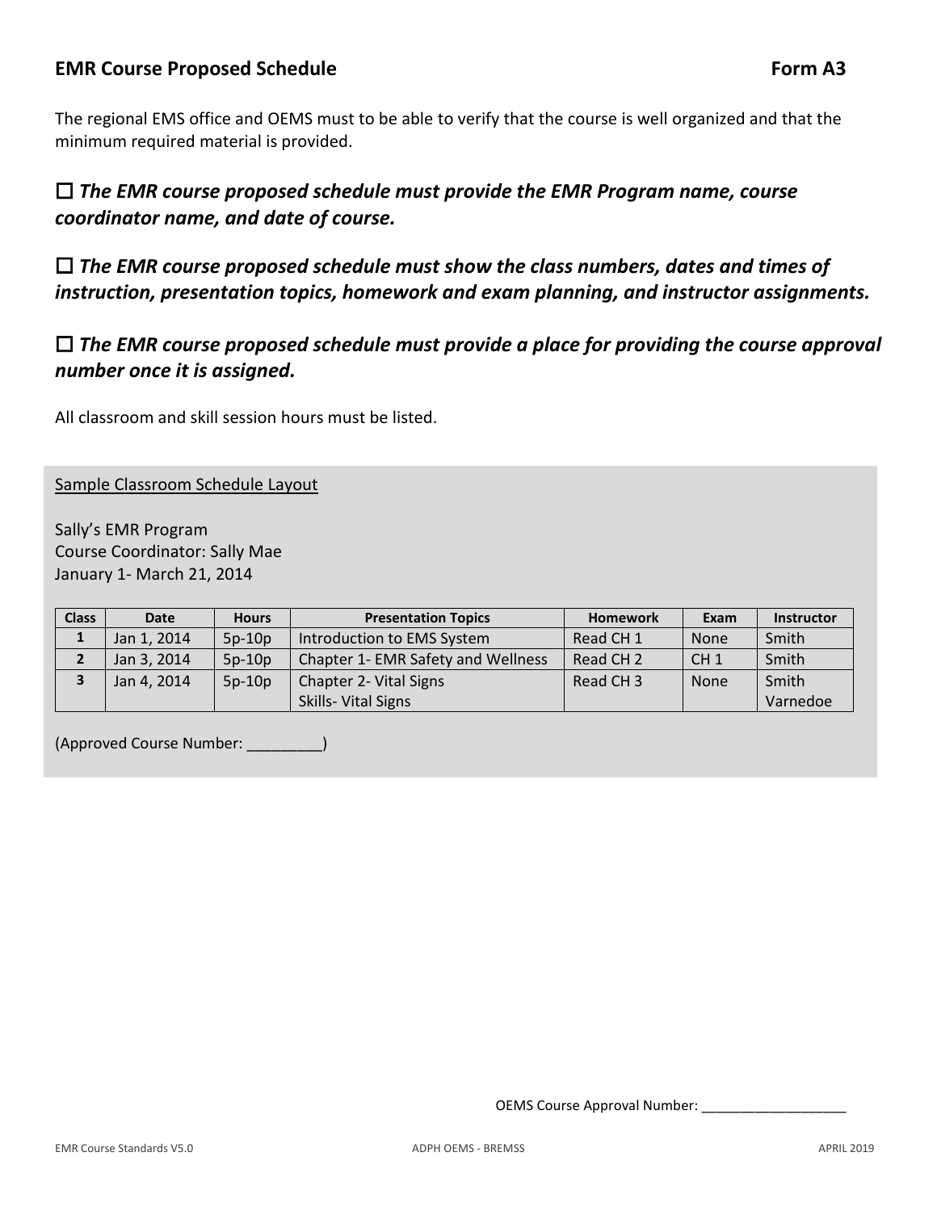## EMR Course Proposed Schedule — Form A3

The regional EMS office and OEMS must to be able to verify that the course is well organized and that the minimum required material is provided.

☐ ***The EMR course proposed schedule must provide the EMR Program name, course coordinator name, and date of course.***

☐ ***The EMR course proposed schedule must show the class numbers, dates and times of instruction, presentation topics, homework and exam planning, and instructor assignments.***

☐ ***The EMR course proposed schedule must provide a place for providing the course approval number once it is assigned.***

All classroom and skill session hours must be listed.

<u>Sample Classroom Schedule Layout</u>

Sally's EMR Program
Course Coordinator: Sally Mae
January 1- March 21, 2014

| Class | Date | Hours | Presentation Topics | Homework | Exam | Instructor |
|---|---|---|---|---|---|---|
| 1 | Jan 1, 2014 | 5p-10p | Introduction to EMS System | Read CH 1 | None | Smith |
| 2 | Jan 3, 2014 | 5p-10p | Chapter 1- EMR Safety and Wellness | Read CH 2 | CH 1 | Smith |
| 3 | Jan 4, 2014 | 5p-10p | Chapter 2- Vital Signs<br>Skills- Vital Signs | Read CH 3 | None | Smith<br>Varnedoe |

(Approved Course Number: _________)

OEMS Course Approval Number: ___________________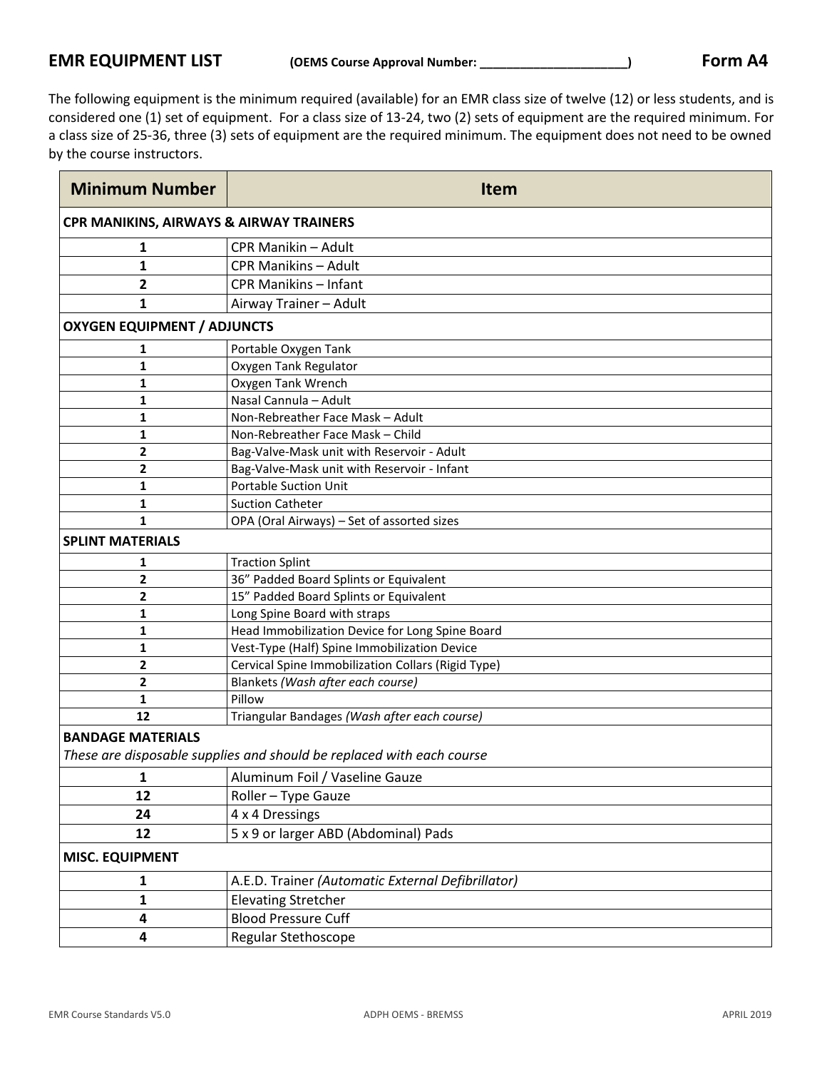## EMR EQUIPMENT LIST **(OEMS Course Approval Number: ____________________)** **Form A4**

The following equipment is the minimum required (available) for an EMR class size of twelve (12) or less students, and is considered one (1) set of equipment. For a class size of 13-24, two (2) sets of equipment are the required minimum. For a class size of 25-36, three (3) sets of equipment are the required minimum. The equipment does not need to be owned by the course instructors.

| Minimum Number | Item |
|---|---|
| **CPR MANIKINS, AIRWAYS & AIRWAY TRAINERS** | |
| 1 | CPR Manikin – Adult |
| 1 | CPR Manikins – Adult |
| 2 | CPR Manikins – Infant |
| 1 | Airway Trainer – Adult |
| **OXYGEN EQUIPMENT / ADJUNCTS** | |
| 1 | Portable Oxygen Tank |
| 1 | Oxygen Tank Regulator |
| 1 | Oxygen Tank Wrench |
| 1 | Nasal Cannula – Adult |
| 1 | Non-Rebreather Face Mask – Adult |
| 1 | Non-Rebreather Face Mask – Child |
| 2 | Bag-Valve-Mask unit with Reservoir - Adult |
| 2 | Bag-Valve-Mask unit with Reservoir - Infant |
| 1 | Portable Suction Unit |
| 1 | Suction Catheter |
| 1 | OPA (Oral Airways) – Set of assorted sizes |
| **SPLINT MATERIALS** | |
| 1 | Traction Splint |
| 2 | 36" Padded Board Splints or Equivalent |
| 2 | 15" Padded Board Splints or Equivalent |
| 1 | Long Spine Board with straps |
| 1 | Head Immobilization Device for Long Spine Board |
| 1 | Vest-Type (Half) Spine Immobilization Device |
| 2 | Cervical Spine Immobilization Collars (Rigid Type) |
| 2 | Blankets *(Wash after each course)* |
| 1 | Pillow |
| 12 | Triangular Bandages *(Wash after each course)* |
| **BANDAGE MATERIALS** *These are disposable supplies and should be replaced with each course* | |
| 1 | Aluminum Foil / Vaseline Gauze |
| 12 | Roller – Type Gauze |
| 24 | 4 x 4 Dressings |
| 12 | 5 x 9 or larger ABD (Abdominal) Pads |
| **MISC. EQUIPMENT** | |
| 1 | A.E.D. Trainer *(Automatic External Defibrillator)* |
| 1 | Elevating Stretcher |
| 4 | Blood Pressure Cuff |
| 4 | Regular Stethoscope |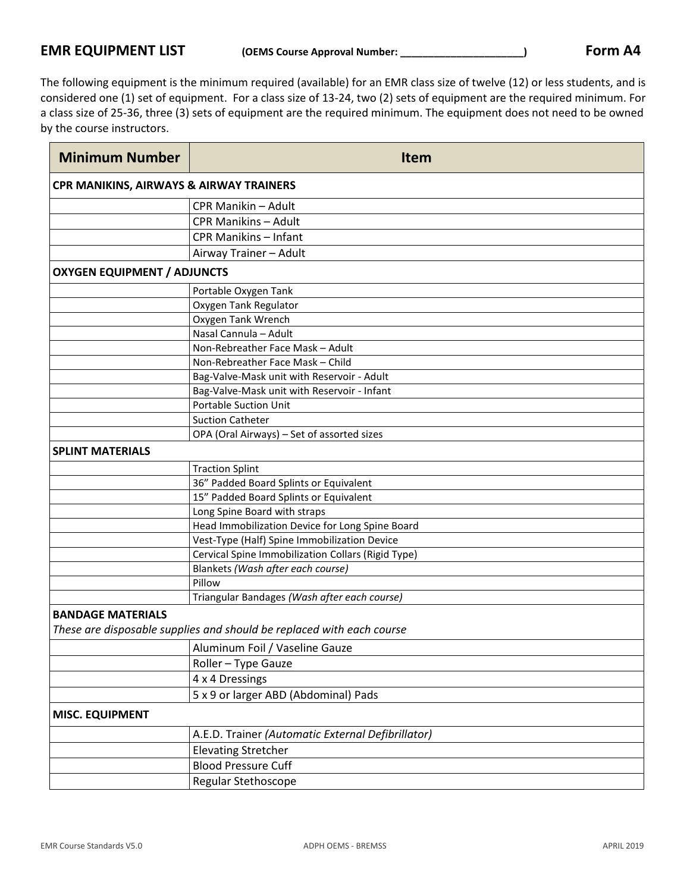## EMR EQUIPMENT LIST (OEMS Course Approval Number: ____________________) Form A4

The following equipment is the minimum required (available) for an EMR class size of twelve (12) or less students, and is considered one (1) set of equipment. For a class size of 13-24, two (2) sets of equipment are the required minimum. For a class size of 25-36, three (3) sets of equipment are the required minimum. The equipment does not need to be owned by the course instructors.

| Minimum Number | Item |
|---|---|
| **CPR MANIKINS, AIRWAYS & AIRWAY TRAINERS** | |
| | CPR Manikin – Adult |
| | CPR Manikins – Adult |
| | CPR Manikins – Infant |
| | Airway Trainer – Adult |
| **OXYGEN EQUIPMENT / ADJUNCTS** | |
| | Portable Oxygen Tank |
| | Oxygen Tank Regulator |
| | Oxygen Tank Wrench |
| | Nasal Cannula – Adult |
| | Non-Rebreather Face Mask – Adult |
| | Non-Rebreather Face Mask – Child |
| | Bag-Valve-Mask unit with Reservoir - Adult |
| | Bag-Valve-Mask unit with Reservoir - Infant |
| | Portable Suction Unit |
| | Suction Catheter |
| | OPA (Oral Airways) – Set of assorted sizes |
| **SPLINT MATERIALS** | |
| | Traction Splint |
| | 36" Padded Board Splints or Equivalent |
| | 15" Padded Board Splints or Equivalent |
| | Long Spine Board with straps |
| | Head Immobilization Device for Long Spine Board |
| | Vest-Type (Half) Spine Immobilization Device |
| | Cervical Spine Immobilization Collars (Rigid Type) |
| | Blankets *(Wash after each course)* |
| | Pillow |
| | Triangular Bandages *(Wash after each course)* |
| **BANDAGE MATERIALS** *These are disposable supplies and should be replaced with each course* | |
| | Aluminum Foil / Vaseline Gauze |
| | Roller – Type Gauze |
| | 4 x 4 Dressings |
| | 5 x 9 or larger ABD (Abdominal) Pads |
| **MISC. EQUIPMENT** | |
| | A.E.D. Trainer *(Automatic External Defibrillator)* |
| | Elevating Stretcher |
| | Blood Pressure Cuff |
| | Regular Stethoscope |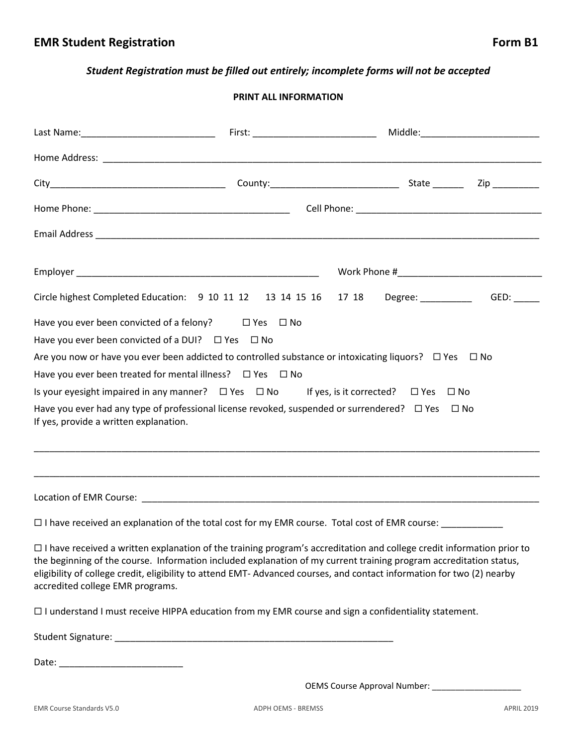## EMR Student Registration                                                                 Form B1

***Student Registration must be filled out entirely; incomplete forms will not be accepted***

**PRINT ALL INFORMATION**

Last Name:__________________________ First: ________________________ Middle:______________________

Home Address: ______________________________________________________________________________

City_________________________________ County:_________________________ State ______ Zip _________

Home Phone: _____________________________________ Cell Phone: ___________________________________

Email Address _______________________________________________________________________________

Employer _______________________________________________ Work Phone #___________________________

Circle highest Completed Education: 9 10 11 12 13 14 15 16 17 18 Degree: __________ GED: _____

Have you ever been convicted of a felony? ☐ Yes ☐ No

Have you ever been convicted of a DUI? ☐ Yes ☐ No

Are you now or have you ever been addicted to controlled substance or intoxicating liquors? ☐ Yes ☐ No

Have you ever been treated for mental illness? ☐ Yes ☐ No

Is your eyesight impaired in any manner? ☐ Yes ☐ No If yes, is it corrected? ☐ Yes ☐ No

Have you ever had any type of professional license revoked, suspended or surrendered? ☐ Yes ☐ No
If yes, provide a written explanation.

_____________________________________________________________________________________________

_____________________________________________________________________________________________

Location of EMR Course: _______________________________________________________________________

☐ I have received an explanation of the total cost for my EMR course. Total cost of EMR course: ____________

☐ I have received a written explanation of the training program's accreditation and college credit information prior to the beginning of the course. Information included explanation of my current training program accreditation status, eligibility of college credit, eligibility to attend EMT- Advanced courses, and contact information for two (2) nearby accredited college EMR programs.

☐ I understand I must receive HIPPA education from my EMR course and sign a confidentiality statement.

Student Signature: _______________________________________________________

Date: ________________________

OEMS Course Approval Number: __________________

EMR Course Standards V5.0 ADPH OEMS - BREMSS APRIL 2019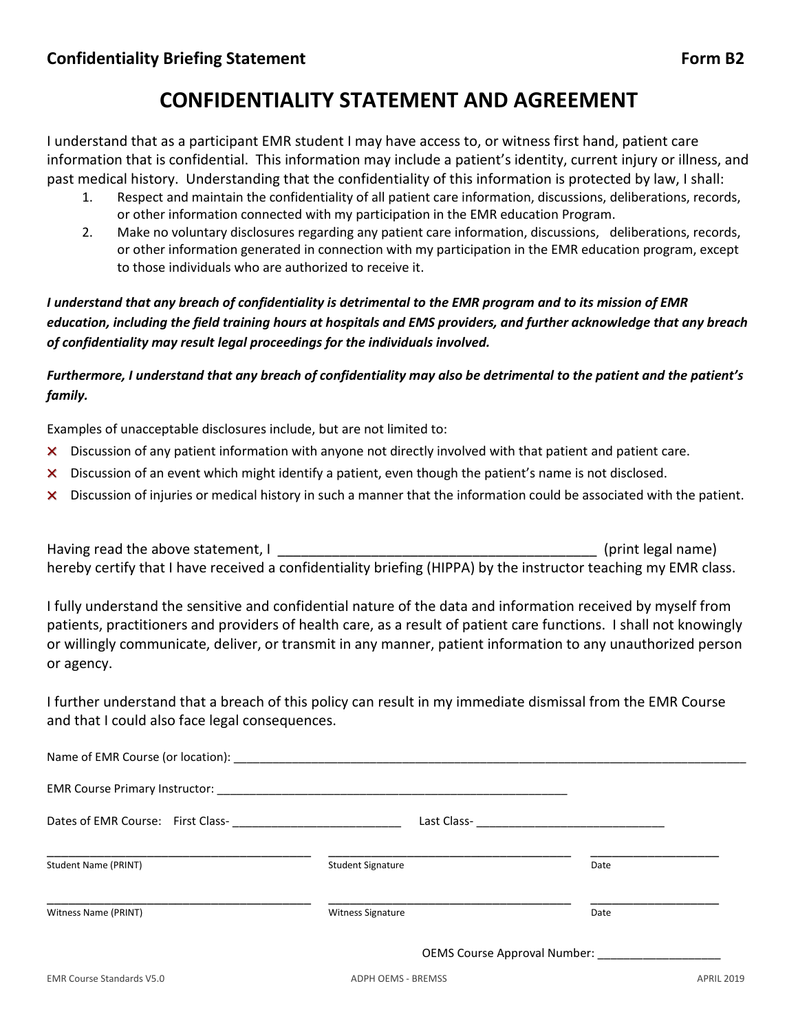**Confidentiality Briefing Statement** **Form B2**

# CONFIDENTIALITY STATEMENT AND AGREEMENT

I understand that as a participant EMR student I may have access to, or witness first hand, patient care information that is confidential. This information may include a patient's identity, current injury or illness, and past medical history. Understanding that the confidentiality of this information is protected by law, I shall:

1. Respect and maintain the confidentiality of all patient care information, discussions, deliberations, records, or other information connected with my participation in the EMR education Program.
2. Make no voluntary disclosures regarding any patient care information, discussions, deliberations, records, or other information generated in connection with my participation in the EMR education program, except to those individuals who are authorized to receive it.

***I understand that any breach of confidentiality is detrimental to the EMR program and to its mission of EMR education, including the field training hours at hospitals and EMS providers, and further acknowledge that any breach of confidentiality may result legal proceedings for the individuals involved.***

***Furthermore, I understand that any breach of confidentiality may also be detrimental to the patient and the patient's family.***

Examples of unacceptable disclosures include, but are not limited to:

- ✕ Discussion of any patient information with anyone not directly involved with that patient and patient care.
- ✕ Discussion of an event which might identify a patient, even though the patient's name is not disclosed.
- ✕ Discussion of injuries or medical history in such a manner that the information could be associated with the patient.

Having read the above statement, I __________________________________________ (print legal name) hereby certify that I have received a confidentiality briefing (HIPPA) by the instructor teaching my EMR class.

I fully understand the sensitive and confidential nature of the data and information received by myself from patients, practitioners and providers of health care, as a result of patient care functions. I shall not knowingly or willingly communicate, deliver, or transmit in any manner, patient information to any unauthorized person or agency.

I further understand that a breach of this policy can result in my immediate dismissal from the EMR Course and that I could also face legal consequences.

Name of EMR Course (or location): ________________________________________________________________________________

EMR Course Primary Instructor: ________________________________________________________

Dates of EMR Course: First Class- __________________________ Last Class- ______________________________

| | | |
|---|---|---|
| ________________________________________ | ______________________________________ | ____________________ |
| Student Name (PRINT) | Student Signature | Date |
| ________________________________________ | ______________________________________ | ____________________ |
| Witness Name (PRINT) | Witness Signature | Date |

OEMS Course Approval Number: ___________________

EMR Course Standards V5.0 ADPH OEMS - BREMSS APRIL 2019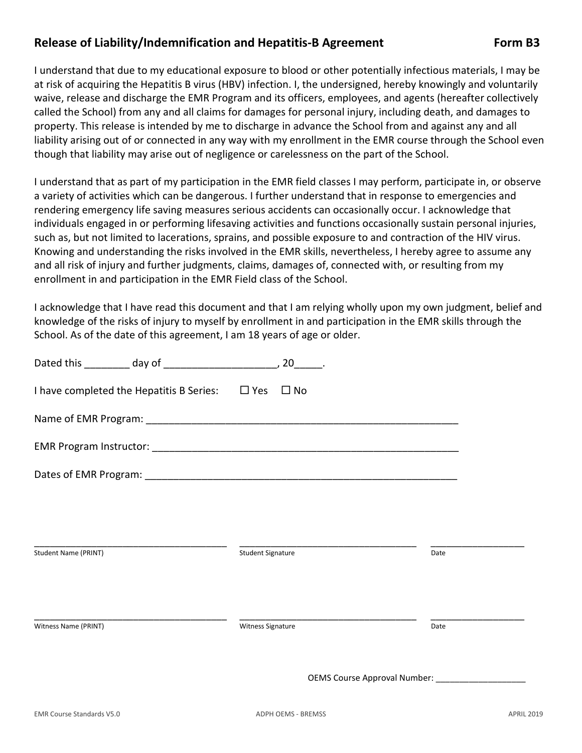## Release of Liability/Indemnification and Hepatitis-B Agreement **Form B3**

I understand that due to my educational exposure to blood or other potentially infectious materials, I may be at risk of acquiring the Hepatitis B virus (HBV) infection. I, the undersigned, hereby knowingly and voluntarily waive, release and discharge the EMR Program and its officers, employees, and agents (hereafter collectively called the School) from any and all claims for damages for personal injury, including death, and damages to property. This release is intended by me to discharge in advance the School from and against any and all liability arising out of or connected in any way with my enrollment in the EMR course through the School even though that liability may arise out of negligence or carelessness on the part of the School.

I understand that as part of my participation in the EMR field classes I may perform, participate in, or observe a variety of activities which can be dangerous. I further understand that in response to emergencies and rendering emergency life saving measures serious accidents can occasionally occur. I acknowledge that individuals engaged in or performing lifesaving activities and functions occasionally sustain personal injuries, such as, but not limited to lacerations, sprains, and possible exposure to and contraction of the HIV virus. Knowing and understanding the risks involved in the EMR skills, nevertheless, I hereby agree to assume any and all risk of injury and further judgments, claims, damages of, connected with, or resulting from my enrollment in and participation in the EMR Field class of the School.

I acknowledge that I have read this document and that I am relying wholly upon my own judgment, belief and knowledge of the risks of injury to myself by enrollment in and participation in the EMR skills through the School. As of the date of this agreement, I am 18 years of age or older.

Dated this ________ day of ___________________, 20_____.

I have completed the Hepatitis B Series: ☐ Yes ☐ No

Name of EMR Program: _______________________________________________________

EMR Program Instructor: _____________________________________________________

Dates of EMR Program: ______________________________________________________

_____________________________________ _________________________________ __________________

Student Name (PRINT) Student Signature Date

_____________________________________ _________________________________ __________________

Witness Name (PRINT) Witness Signature Date

OEMS Course Approval Number: __________________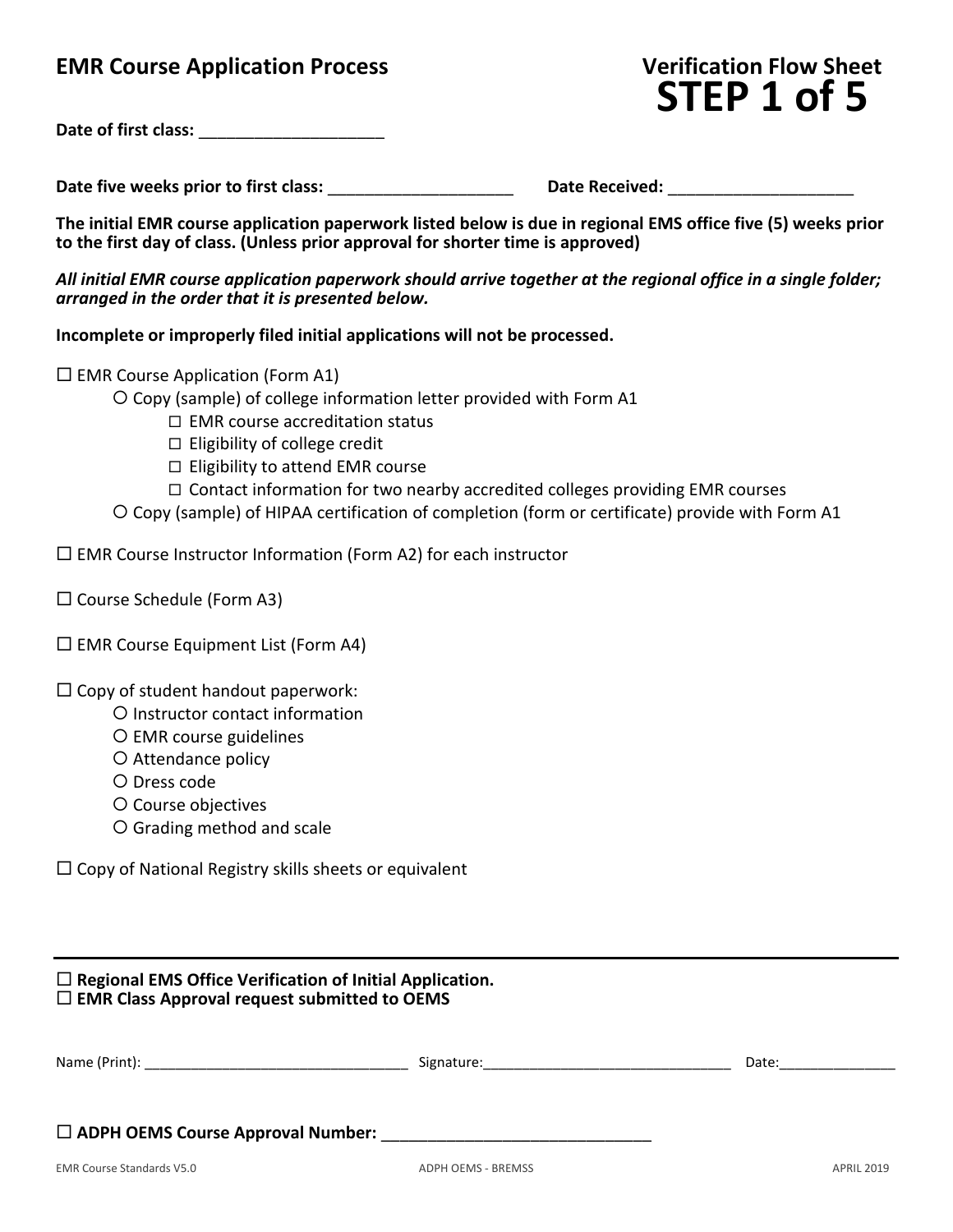## EMR Course Application Process

## Verification Flow Sheet
# STEP 1 of 5

**Date of first class:** ____________________

**Date five weeks prior to first class:** ____________________ **Date Received:** ____________________

**The initial EMR course application paperwork listed below is due in regional EMS office five (5) weeks prior to the first day of class. (Unless prior approval for shorter time is approved)**

***All initial EMR course application paperwork should arrive together at the regional office in a single folder; arranged in the order that it is presented below.***

**Incomplete or improperly filed initial applications will not be processed.**

☐ EMR Course Application (Form A1)
- ○ Copy (sample) of college information letter provided with Form A1
  - ☐ EMR course accreditation status
  - ☐ Eligibility of college credit
  - ☐ Eligibility to attend EMR course
  - ☐ Contact information for two nearby accredited colleges providing EMR courses
- ○ Copy (sample) of HIPAA certification of completion (form or certificate) provide with Form A1

☐ EMR Course Instructor Information (Form A2) for each instructor

☐ Course Schedule (Form A3)

☐ EMR Course Equipment List (Form A4)

☐ Copy of student handout paperwork:
- ○ Instructor contact information
- ○ EMR course guidelines
- ○ Attendance policy
- ○ Dress code
- ○ Course objectives
- ○ Grading method and scale

☐ Copy of National Registry skills sheets or equivalent

---

☐ **Regional EMS Office Verification of Initial Application.**
☐ **EMR Class Approval request submitted to OEMS**

Name (Print): ________________________________ Signature: ______________________________ Date: ______________

☐ **ADPH OEMS Course Approval Number:** ______________________________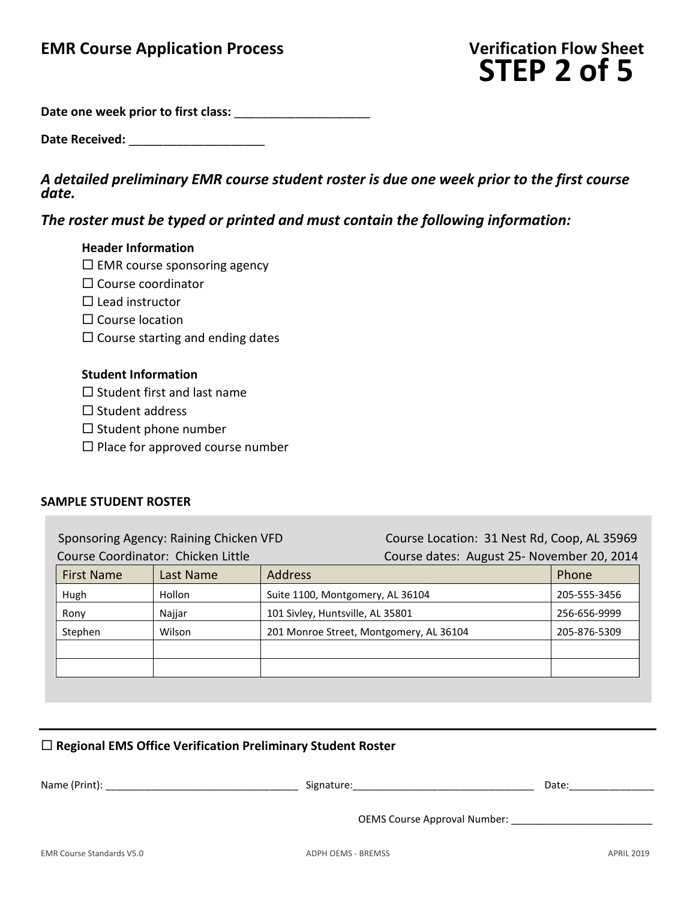# EMR Course Application Process

## Verification Flow Sheet
# STEP 2 of 5

**Date one week prior to first class:** ____________________

**Date Received:** ____________________

***A detailed preliminary EMR course student roster is due one week prior to the first course date.***

***The roster must be typed or printed and must contain the following information:***

**Header Information**

- ☐ EMR course sponsoring agency
- ☐ Course coordinator
- ☐ Lead instructor
- ☐ Course location
- ☐ Course starting and ending dates

**Student Information**

- ☐ Student first and last name
- ☐ Student address
- ☐ Student phone number
- ☐ Place for approved course number

**SAMPLE STUDENT ROSTER**

Sponsoring Agency: Raining Chicken VFD
Course Coordinator: Chicken Little
Course Location: 31 Nest Rd, Coop, AL 35969
Course dates: August 25- November 20, 2014

| First Name | Last Name | Address | Phone |
|---|---|---|---|
| Hugh | Hollon | Suite 1100, Montgomery, AL 36104 | 205-555-3456 |
| Rony | Najjar | 101 Sivley, Huntsville, AL 35801 | 256-656-9999 |
| Stephen | Wilson | 201 Monroe Street, Montgomery, AL 36104 | 205-876-5309 |
| | | | |
| | | | |

---

☐ **Regional EMS Office Verification Preliminary Student Roster**

Name (Print): ___________________________________ Signature:________________________________ Date:_______________

OEMS Course Approval Number: _________________________

EMR Course Standards V5.0 ADPH OEMS - BREMSS APRIL 2019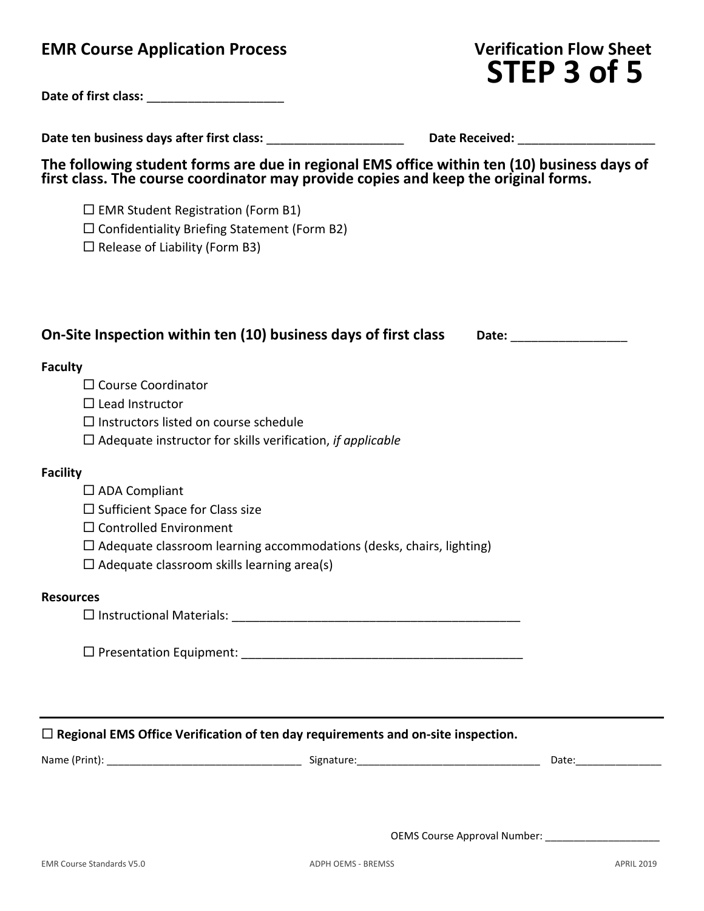## EMR Course Application Process

## Verification Flow Sheet
# STEP 3 of 5

**Date of first class:** ____________________

**Date ten business days after first class:** ____________________ **Date Received:** ____________________

**The following student forms are due in regional EMS office within ten (10) business days of first class. The course coordinator may provide copies and keep the original forms.**

- ☐ EMR Student Registration (Form B1)
- ☐ Confidentiality Briefing Statement (Form B2)
- ☐ Release of Liability (Form B3)

### On-Site Inspection within ten (10) business days of first class **Date:** _________________

**Faculty**

- ☐ Course Coordinator
- ☐ Lead Instructor
- ☐ Instructors listed on course schedule
- ☐ Adequate instructor for skills verification, *if applicable*

**Facility**

- ☐ ADA Compliant
- ☐ Sufficient Space for Class size
- ☐ Controlled Environment
- ☐ Adequate classroom learning accommodations (desks, chairs, lighting)
- ☐ Adequate classroom skills learning area(s)

**Resources**

- ☐ Instructional Materials: ___________________________________________
- ☐ Presentation Equipment: ___________________________________________

---

☐ **Regional EMS Office Verification of ten day requirements and on-site inspection.**

Name (Print): _________________________________ Signature:_______________________________ Date:_______________

OEMS Course Approval Number: ____________________

EMR Course Standards V5.0 ADPH OEMS - BREMSS APRIL 2019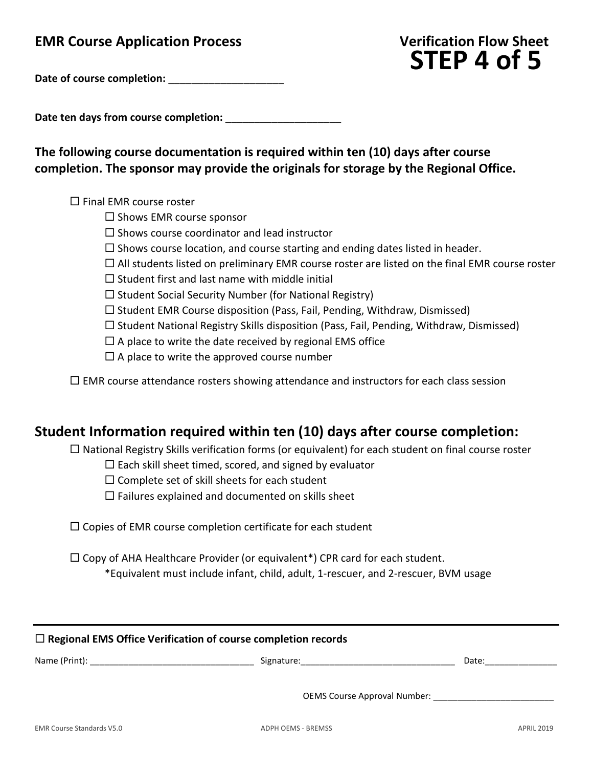## EMR Course Application Process

## Verification Flow Sheet
# STEP 4 of 5

**Date of course completion:** ____________________

**Date ten days from course completion:** ____________________

### The following course documentation is required within ten (10) days after course completion. The sponsor may provide the originals for storage by the Regional Office.

- ☐ Final EMR course roster
  - ☐ Shows EMR course sponsor
  - ☐ Shows course coordinator and lead instructor
  - ☐ Shows course location, and course starting and ending dates listed in header.
  - ☐ All students listed on preliminary EMR course roster are listed on the final EMR course roster
  - ☐ Student first and last name with middle initial
  - ☐ Student Social Security Number (for National Registry)
  - ☐ Student EMR Course disposition (Pass, Fail, Pending, Withdraw, Dismissed)
  - ☐ Student National Registry Skills disposition (Pass, Fail, Pending, Withdraw, Dismissed)
  - ☐ A place to write the date received by regional EMS office
  - ☐ A place to write the approved course number

- ☐ EMR course attendance rosters showing attendance and instructors for each class session

## Student Information required within ten (10) days after course completion:

- ☐ National Registry Skills verification forms (or equivalent) for each student on final course roster
  - ☐ Each skill sheet timed, scored, and signed by evaluator
  - ☐ Complete set of skill sheets for each student
  - ☐ Failures explained and documented on skills sheet

- ☐ Copies of EMR course completion certificate for each student

- ☐ Copy of AHA Healthcare Provider (or equivalent*) CPR card for each student.
  *Equivalent must include infant, child, adult, 1-rescuer, and 2-rescuer, BVM usage

---

**☐ Regional EMS Office Verification of course completion records**

Name (Print): ________________________________ Signature:______________________________ Date:______________

OEMS Course Approval Number: ________________________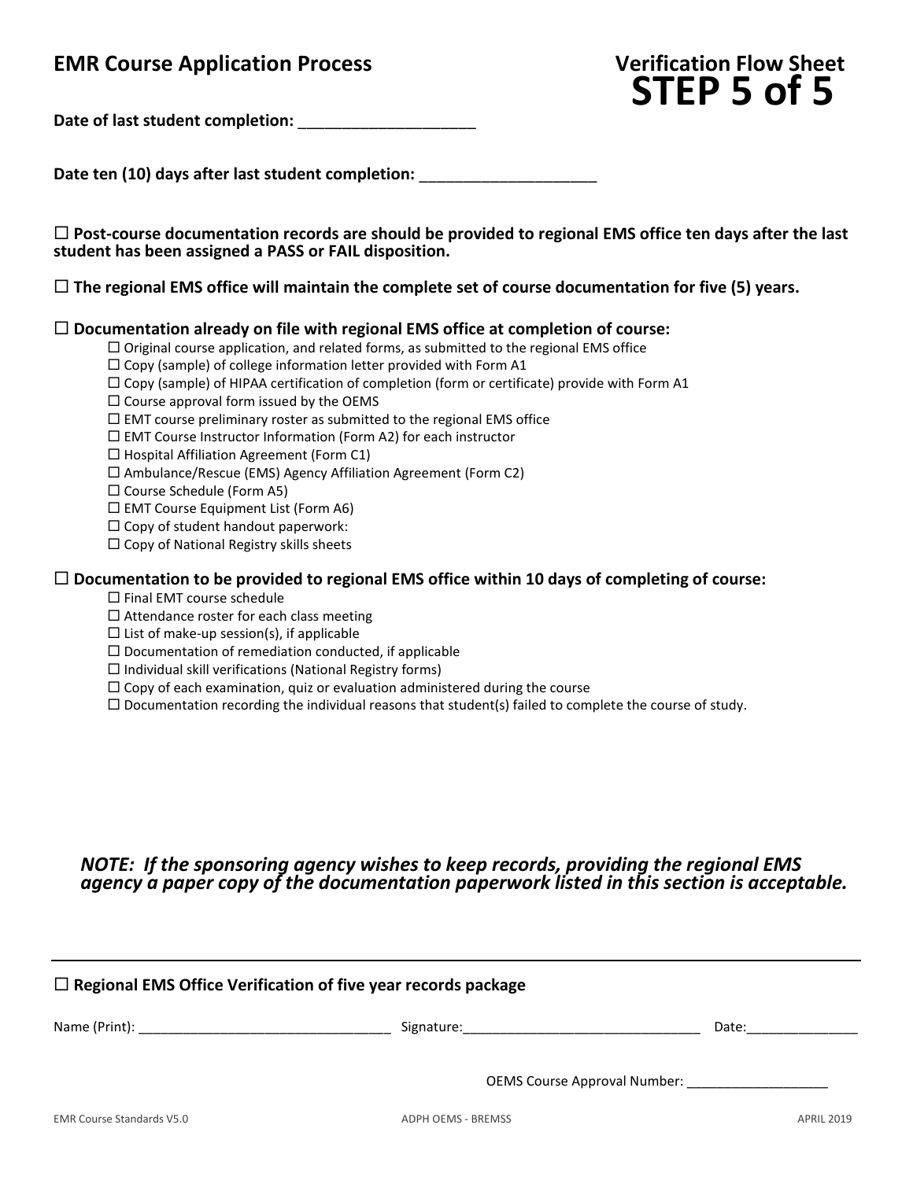# EMR Course Application Process

## Verification Flow Sheet
## STEP 5 of 5

**Date of last student completion:** ____________________

**Date ten (10) days after last student completion:** ____________________

☐ **Post-course documentation records are should be provided to regional EMS office ten days after the last student has been assigned a PASS or FAIL disposition.**

☐ **The regional EMS office will maintain the complete set of course documentation for five (5) years.**

☐ **Documentation already on file with regional EMS office at completion of course:**

- ☐ Original course application, and related forms, as submitted to the regional EMS office
- ☐ Copy (sample) of college information letter provided with Form A1
- ☐ Copy (sample) of HIPAA certification of completion (form or certificate) provide with Form A1
- ☐ Course approval form issued by the OEMS
- ☐ EMT course preliminary roster as submitted to the regional EMS office
- ☐ EMT Course Instructor Information (Form A2) for each instructor
- ☐ Hospital Affiliation Agreement (Form C1)
- ☐ Ambulance/Rescue (EMS) Agency Affiliation Agreement (Form C2)
- ☐ Course Schedule (Form A5)
- ☐ EMT Course Equipment List (Form A6)
- ☐ Copy of student handout paperwork:
- ☐ Copy of National Registry skills sheets

☐ **Documentation to be provided to regional EMS office within 10 days of completing of course:**

- ☐ Final EMT course schedule
- ☐ Attendance roster for each class meeting
- ☐ List of make-up session(s), if applicable
- ☐ Documentation of remediation conducted, if applicable
- ☐ Individual skill verifications (National Registry forms)
- ☐ Copy of each examination, quiz or evaluation administered during the course
- ☐ Documentation recording the individual reasons that student(s) failed to complete the course of study.

***NOTE: If the sponsoring agency wishes to keep records, providing the regional EMS agency a paper copy of the documentation paperwork listed in this section is acceptable.***

---

☐ **Regional EMS Office Verification of five year records package**

Name (Print): _________________________________ Signature:_______________________________ Date:_______________

OEMS Course Approval Number: ___________________

EMR Course Standards V5.0 ADPH OEMS - BREMSS APRIL 2019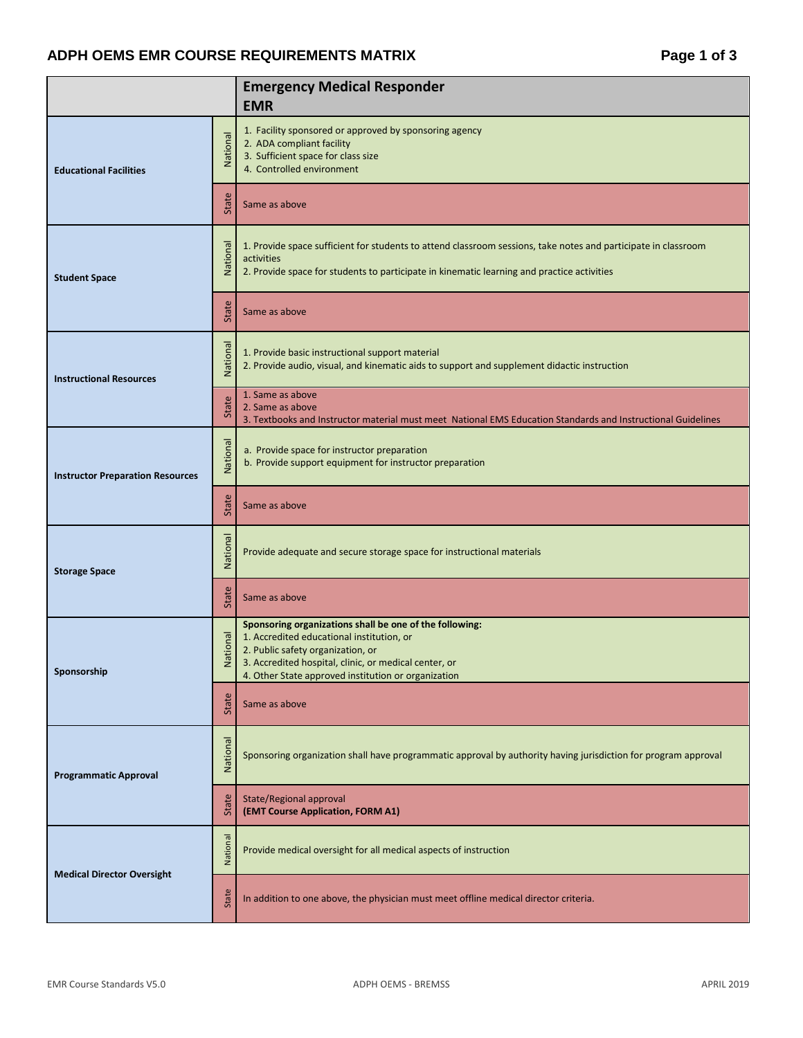# ADPH OEMS EMR COURSE REQUIREMENTS MATRIX

| | | Emergency Medical Responder<br>EMR |
|---|---|---|
| **Educational Facilities** | National | 1. Facility sponsored or approved by sponsoring agency<br>2. ADA compliant facility<br>3. Sufficient space for class size<br>4. Controlled environment |
| | State | Same as above |
| **Student Space** | National | 1. Provide space sufficient for students to attend classroom sessions, take notes and participate in classroom activities<br>2. Provide space for students to participate in kinematic learning and practice activities |
| | State | Same as above |
| **Instructional Resources** | National | 1. Provide basic instructional support material<br>2. Provide audio, visual, and kinematic aids to support and supplement didactic instruction |
| | State | 1. Same as above<br>2. Same as above<br>3. Textbooks and Instructor material must meet National EMS Education Standards and Instructional Guidelines |
| **Instructor Preparation Resources** | National | a. Provide space for instructor preparation<br>b. Provide support equipment for instructor preparation |
| | State | Same as above |
| **Storage Space** | National | Provide adequate and secure storage space for instructional materials |
| | State | Same as above |
| **Sponsorship** | National | **Sponsoring organizations shall be one of the following:**<br>1. Accredited educational institution, or<br>2. Public safety organization, or<br>3. Accredited hospital, clinic, or medical center, or<br>4. Other State approved institution or organization |
| | State | Same as above |
| **Programmatic Approval** | National | Sponsoring organization shall have programmatic approval by authority having jurisdiction for program approval |
| | State | State/Regional approval<br>**(EMT Course Application, FORM A1)** |
| **Medical Director Oversight** | National | Provide medical oversight for all medical aspects of instruction |
| | State | In addition to one above, the physician must meet offline medical director criteria. |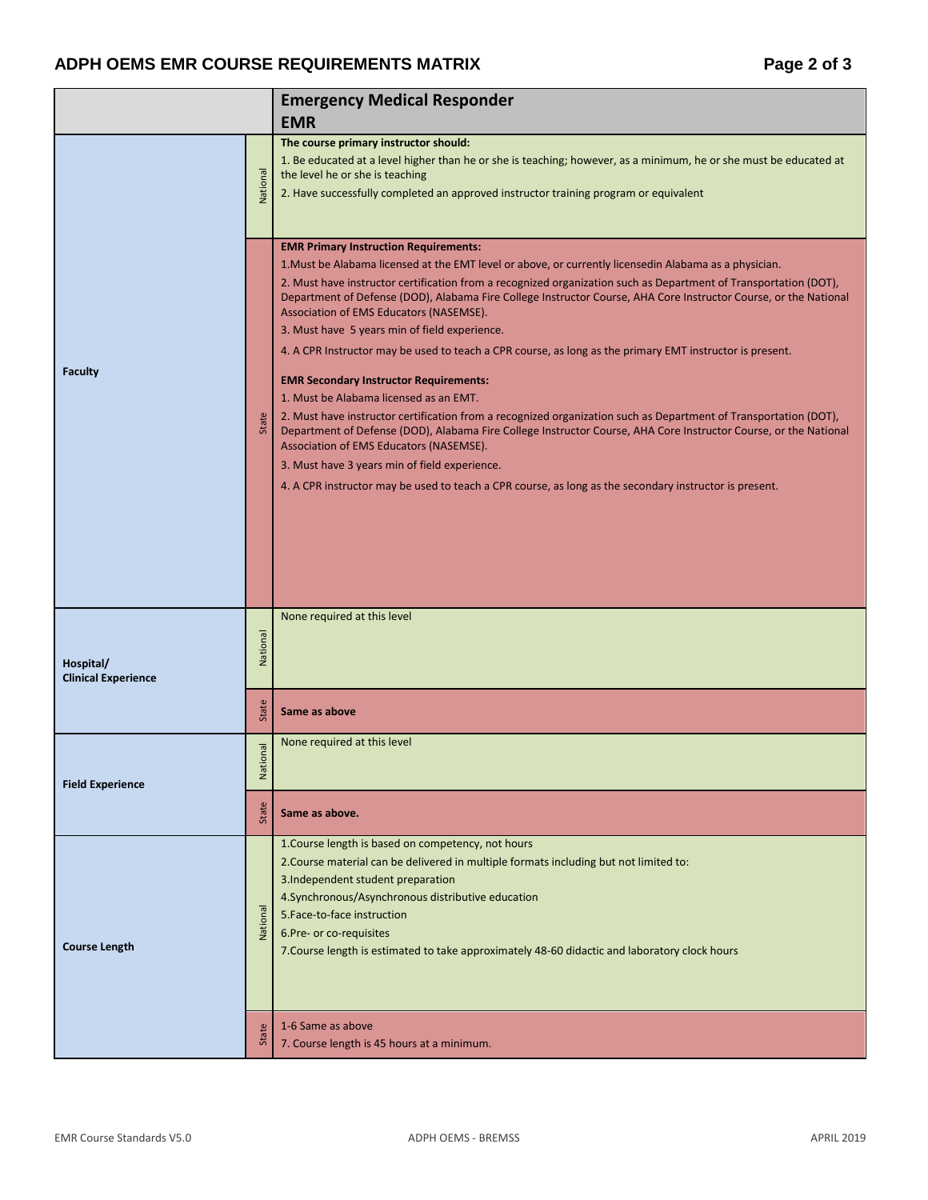## ADPH OEMS EMR COURSE REQUIREMENTS MATRIX

| | | Emergency Medical Responder EMR |
|---|---|---|
| **Faculty** | National | **The course primary instructor should:**<br>1. Be educated at a level higher than he or she is teaching; however, as a minimum, he or she must be educated at the level he or she is teaching<br>2. Have successfully completed an approved instructor training program or equivalent |
| | State | **EMR Primary Instruction Requirements:**<br>1.Must be Alabama licensed at the EMT level or above, or currently licensedin Alabama as a physician.<br>2. Must have instructor certification from a recognized organization such as Department of Transportation (DOT), Department of Defense (DOD), Alabama Fire College Instructor Course, AHA Core Instructor Course, or the National Association of EMS Educators (NASEMSE).<br>3. Must have 5 years min of field experience.<br>4. A CPR Instructor may be used to teach a CPR course, as long as the primary EMT instructor is present.<br><br>**EMR Secondary Instructor Requirements:**<br>1. Must be Alabama licensed as an EMT.<br>2. Must have instructor certification from a recognized organization such as Department of Transportation (DOT), Department of Defense (DOD), Alabama Fire College Instructor Course, AHA Core Instructor Course, or the National Association of EMS Educators (NASEMSE).<br>3. Must have 3 years min of field experience.<br>4. A CPR instructor may be used to teach a CPR course, as long as the secondary instructor is present. |
| **Hospital/ Clinical Experience** | National | None required at this level |
| | State | **Same as above** |
| **Field Experience** | National | None required at this level |
| | State | **Same as above.** |
| **Course Length** | National | 1.Course length is based on competency, not hours<br>2.Course material can be delivered in multiple formats including but not limited to:<br>3.Independent student preparation<br>4.Synchronous/Asynchronous distributive education<br>5.Face-to-face instruction<br>6.Pre- or co-requisites<br>7.Course length is estimated to take approximately 48-60 didactic and laboratory clock hours |
| | State | 1-6 Same as above<br>7. Course length is 45 hours at a minimum. |

EMR Course Standards V5.0 | ADPH OEMS - BREMSS | APRIL 2019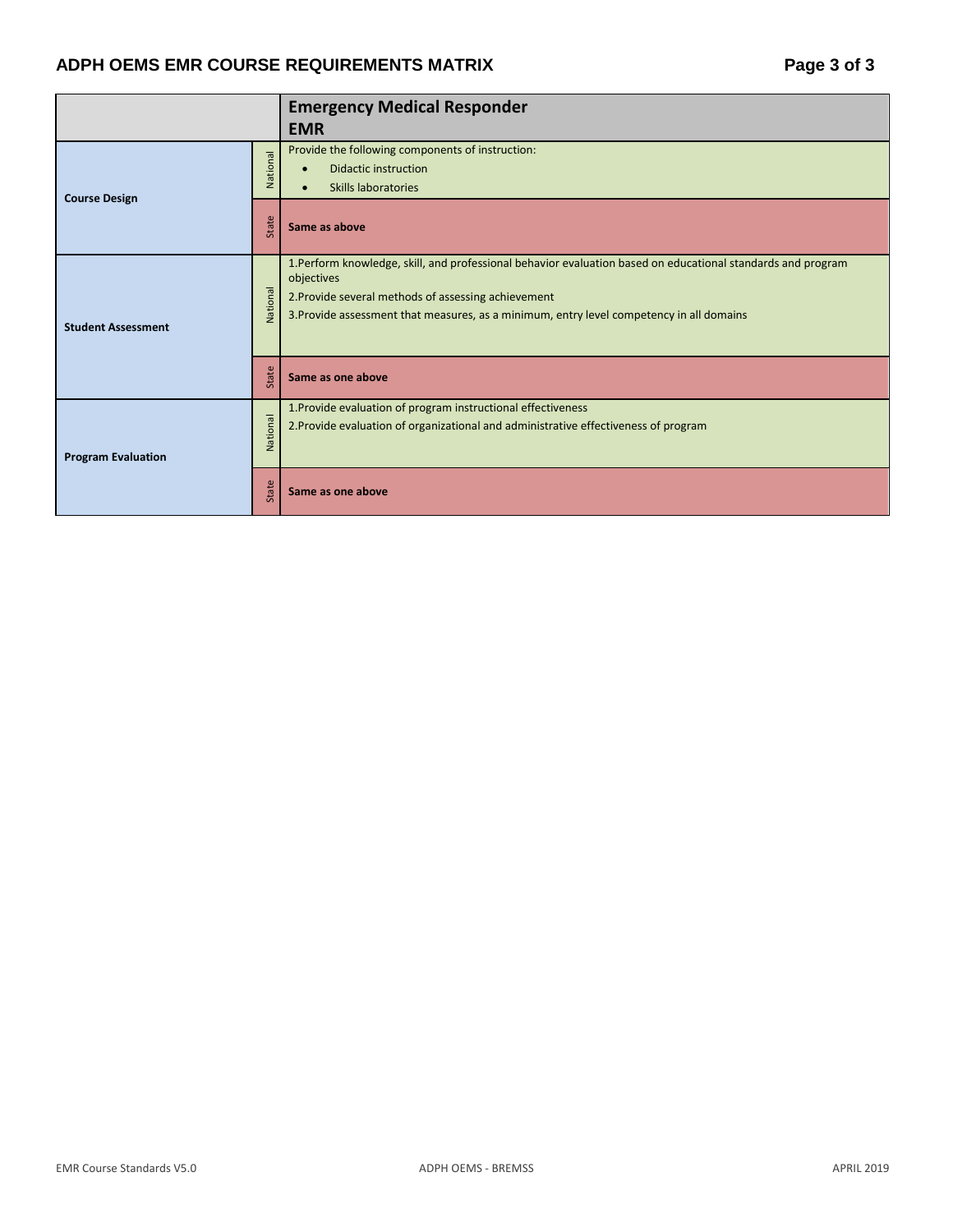| | | Emergency Medical Responder<br>EMR |
|---|---|---|
| Course Design | National | Provide the following components of instruction:<br>• Didactic instruction<br>• Skills laboratories |
| | State | **Same as above** |
| Student Assessment | National | 1.Perform knowledge, skill, and professional behavior evaluation based on educational standards and program objectives<br>2.Provide several methods of assessing achievement<br>3.Provide assessment that measures, as a minimum, entry level competency in all domains |
| | State | **Same as one above** |
| Program Evaluation | National | 1.Provide evaluation of program instructional effectiveness<br>2.Provide evaluation of organizational and administrative effectiveness of program |
| | State | **Same as one above** |